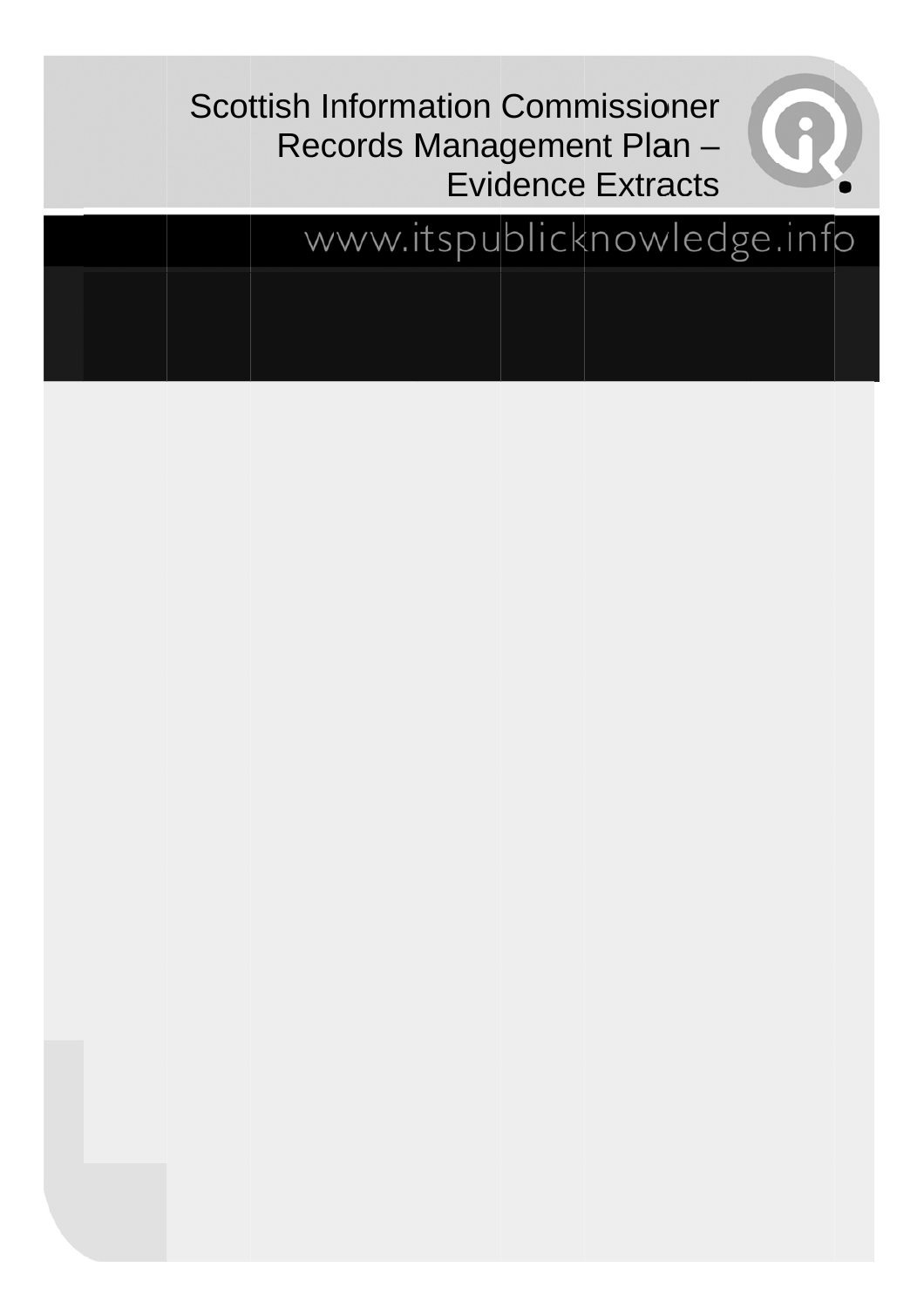# Scottish Information Commissioner Records Management Plan – Evidence Extracts

www.itspublicknowledge.info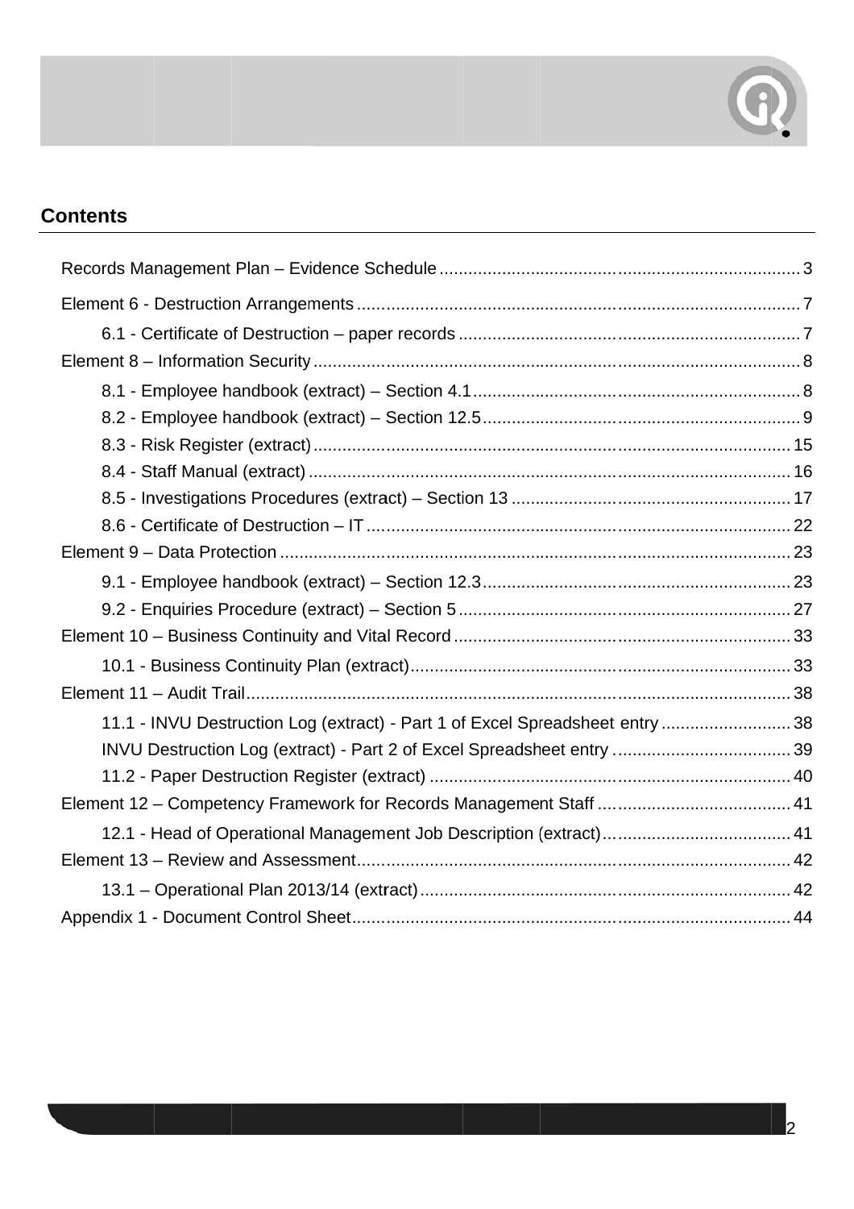## Contents

Records Management Plan – Evidence Schedule ........................................................................ 3

Element 6 - Destruction Arrangements ........................................................................ 7

- 6.1 - Certificate of Destruction – paper records ........................................................................ 7

Element 8 – Information Security ........................................................................ 8

- 8.1 - Employee handbook (extract) – Section 4.1 ........................................................................ 8
- 8.2 - Employee handbook (extract) – Section 12.5 ........................................................................ 9
- 8.3 - Risk Register (extract) ........................................................................ 15
- 8.4 - Staff Manual (extract) ........................................................................ 16
- 8.5 - Investigations Procedures (extract) – Section 13 ........................................................................ 17
- 8.6 - Certificate of Destruction – IT ........................................................................ 22

Element 9 – Data Protection ........................................................................ 23

- 9.1 - Employee handbook (extract) – Section 12.3 ........................................................................ 23
- 9.2 - Enquiries Procedure (extract) – Section 5 ........................................................................ 27

Element 10 – Business Continuity and Vital Record ........................................................................ 33

- 10.1 - Business Continuity Plan (extract) ........................................................................ 33

Element 11 – Audit Trail ........................................................................ 38

- 11.1 - INVU Destruction Log (extract) - Part 1 of Excel Spreadsheet entry ........................................................................ 38
- INVU Destruction Log (extract) - Part 2 of Excel Spreadsheet entry ........................................................................ 39
- 11.2 - Paper Destruction Register (extract) ........................................................................ 40

Element 12 – Competency Framework for Records Management Staff ........................................................................ 41

- 12.1 - Head of Operational Management Job Description (extract) ........................................................................ 41

Element 13 – Review and Assessment ........................................................................ 42

- 13.1 – Operational Plan 2013/14 (extract) ........................................................................ 42

Appendix 1 - Document Control Sheet ........................................................................ 44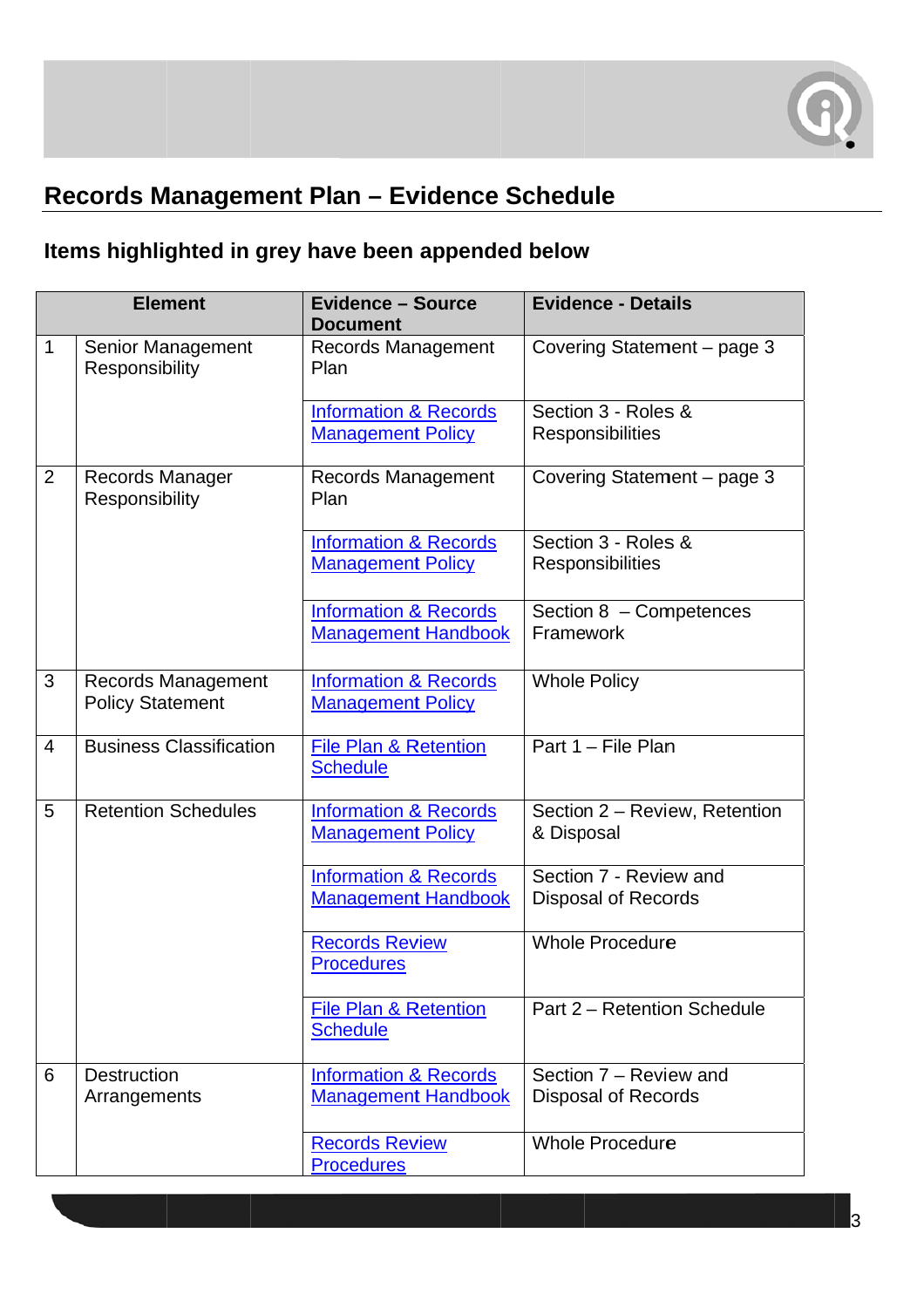## Records Management Plan – Evidence Schedule

### Items highlighted in grey have been appended below

| Element | | Evidence – Source Document | Evidence - Details |
|---|---|---|---|
| 1 | Senior Management Responsibility | Records Management Plan | Covering Statement – page 3 |
| | | Information & Records Management Policy | Section 3 - Roles & Responsibilities |
| 2 | Records Manager Responsibility | Records Management Plan | Covering Statement – page 3 |
| | | Information & Records Management Policy | Section 3 - Roles & Responsibilities |
| | | Information & Records Management Handbook | Section 8 – Competences Framework |
| 3 | Records Management Policy Statement | Information & Records Management Policy | Whole Policy |
| 4 | Business Classification | File Plan & Retention Schedule | Part 1 – File Plan |
| 5 | Retention Schedules | Information & Records Management Policy | Section 2 – Review, Retention & Disposal |
| | | Information & Records Management Handbook | Section 7 - Review and Disposal of Records |
| | | Records Review Procedures | Whole Procedure |
| | | File Plan & Retention Schedule | Part 2 – Retention Schedule |
| 6 | Destruction Arrangements | Information & Records Management Handbook | Section 7 – Review and Disposal of Records |
| | | Records Review Procedures | Whole Procedure |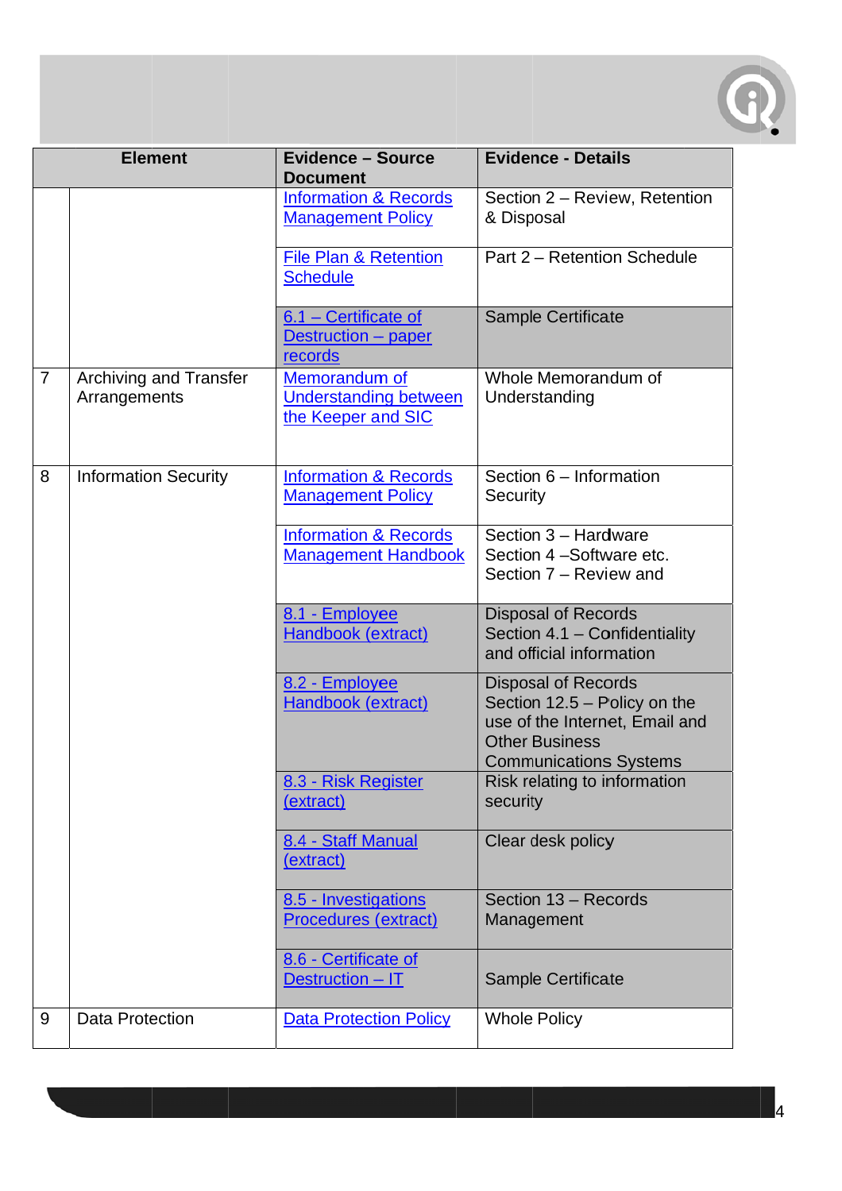| Element | | Evidence – Source Document | Evidence - Details |
|---|---|---|---|
| | | Information & Records Management Policy | Section 2 – Review, Retention & Disposal |
| | | File Plan & Retention Schedule | Part 2 – Retention Schedule |
| | | 6.1 – Certificate of Destruction – paper records | Sample Certificate |
| 7 | Archiving and Transfer Arrangements | Memorandum of Understanding between the Keeper and SIC | Whole Memorandum of Understanding |
| 8 | Information Security | Information & Records Management Policy | Section 6 – Information Security |
| | | Information & Records Management Handbook | Section 3 – Hardware<br>Section 4 –Software etc.<br>Section 7 – Review and |
| | | 8.1 - Employee Handbook (extract) | Disposal of Records<br>Section 4.1 – Confidentiality and official information |
| | | 8.2 - Employee Handbook (extract) | Disposal of Records<br>Section 12.5 – Policy on the use of the Internet, Email and Other Business Communications Systems |
| | | 8.3 - Risk Register (extract) | Risk relating to information security |
| | | 8.4 - Staff Manual (extract) | Clear desk policy |
| | | 8.5 - Investigations Procedures (extract) | Section 13 – Records Management |
| | | 8.6 - Certificate of Destruction – IT | Sample Certificate |
| 9 | Data Protection | Data Protection Policy | Whole Policy |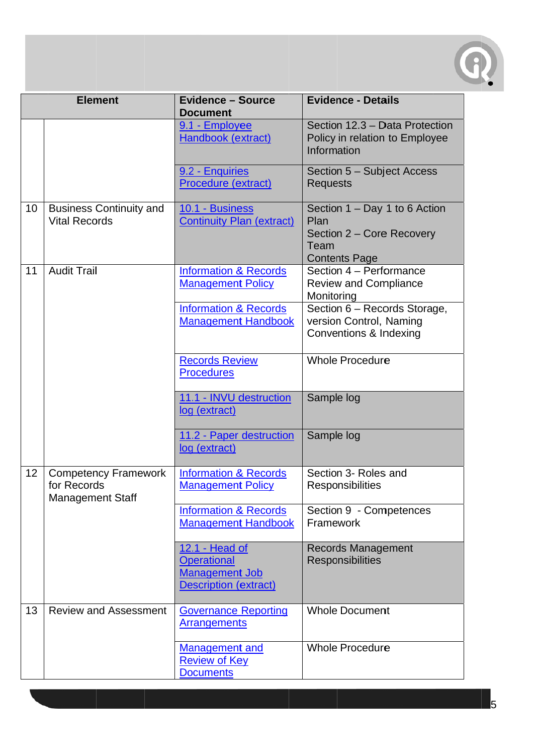| Element | | Evidence – Source Document | Evidence - Details |
|---|---|---|---|
| | | 9.1 - Employee Handbook (extract) | Section 12.3 – Data Protection Policy in relation to Employee Information |
| | | 9.2 - Enquiries Procedure (extract) | Section 5 – Subject Access Requests |
| 10 | Business Continuity and Vital Records | 10.1 - Business Continuity Plan (extract) | Section 1 – Day 1 to 6 Action Plan<br>Section 2 – Core Recovery Team<br>Contents Page |
| 11 | Audit Trail | Information & Records Management Policy | Section 4 – Performance Review and Compliance Monitoring |
| | | Information & Records Management Handbook | Section 6 – Records Storage, version Control, Naming Conventions & Indexing |
| | | Records Review Procedures | Whole Procedure |
| | | 11.1 - INVU destruction log (extract) | Sample log |
| | | 11.2 - Paper destruction log (extract) | Sample log |
| 12 | Competency Framework for Records Management Staff | Information & Records Management Policy | Section 3- Roles and Responsibilities |
| | | Information & Records Management Handbook | Section 9 - Competences Framework |
| | | 12.1 - Head of Operational Management Job Description (extract) | Records Management Responsibilities |
| 13 | Review and Assessment | Governance Reporting Arrangements | Whole Document |
| | | Management and Review of Key Documents | Whole Procedure |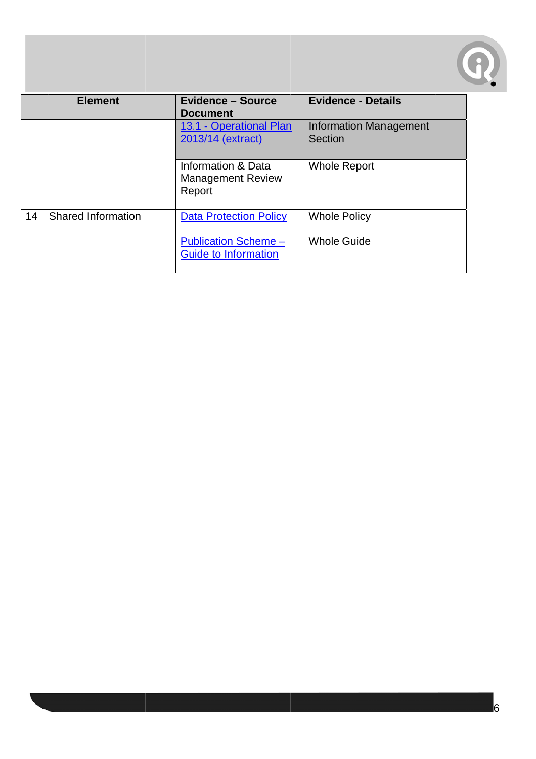| Element | | Evidence – Source Document | Evidence - Details |
|---|---|---|---|
| | | 13.1 - Operational Plan 2013/14 (extract) | Information Management Section |
| | | Information & Data Management Review Report | Whole Report |
| 14 | Shared Information | Data Protection Policy | Whole Policy |
| | | Publication Scheme – Guide to Information | Whole Guide |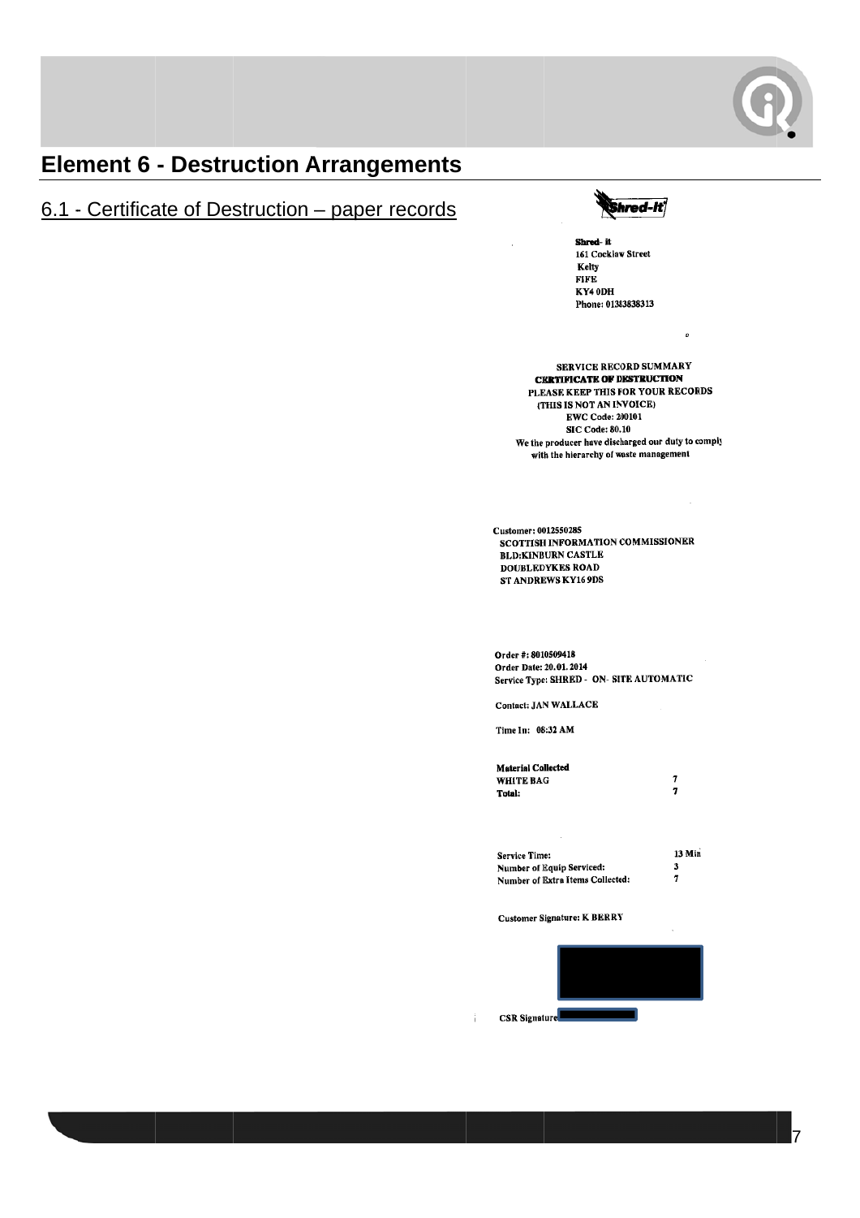# Element 6 - Destruction Arrangements

## 6.1 - Certificate of Destruction – paper records

Shred-it

**Shred- it**
161 Cocklaw Street
Kelty
FIFE
KY4 0DH
Phone: 01383838313

**SERVICE RECORD SUMMARY**
**CERTIFICATE OF DESTRUCTION**
PLEASE KEEP THIS FOR YOUR RECORDS
(THIS IS NOT AN INVOICE)
EWC Code: 200101
SIC Code: 80.10
We the producer have discharged our duty to comply
with the hierarchy of waste management

Customer: 0012550285
SCOTTISH INFORMATION COMMISSIONER
BLD:KINBURN CASTLE
DOUBLEDYKES ROAD
ST ANDREWS KY16 9DS

Order #: 8010509418
Order Date: 20.01.2014
Service Type: SHRED - ON- SITE AUTOMATIC

Contact: JAN WALLACE

Time In: 08:32 AM

| Material Collected | |
|---|---|
| WHITE BAG | 7 |
| Total: | 7 |

| | |
|---|---|
| Service Time: | 13 Min |
| Number of Equip Serviced: | 3 |
| Number of Extra Items Collected: | 7 |

Customer Signature: K BERRY

CSR Signature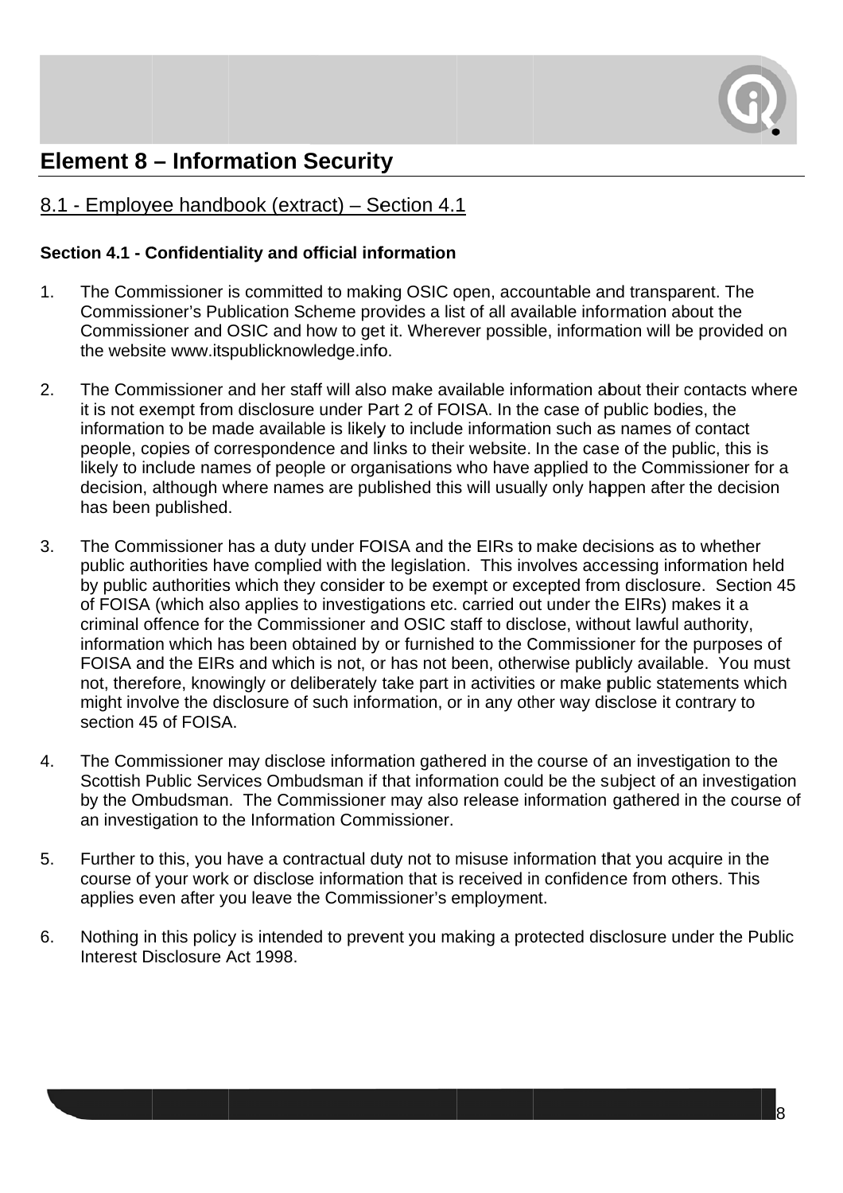# Element 8 – Information Security

## 8.1 - Employee handbook (extract) – Section 4.1

**Section 4.1 - Confidentiality and official information**

1. The Commissioner is committed to making OSIC open, accountable and transparent. The Commissioner's Publication Scheme provides a list of all available information about the Commissioner and OSIC and how to get it. Wherever possible, information will be provided on the website www.itspublicknowledge.info.

2. The Commissioner and her staff will also make available information about their contacts where it is not exempt from disclosure under Part 2 of FOISA. In the case of public bodies, the information to be made available is likely to include information such as names of contact people, copies of correspondence and links to their website. In the case of the public, this is likely to include names of people or organisations who have applied to the Commissioner for a decision, although where names are published this will usually only happen after the decision has been published.

3. The Commissioner has a duty under FOISA and the EIRs to make decisions as to whether public authorities have complied with the legislation. This involves accessing information held by public authorities which they consider to be exempt or excepted from disclosure. Section 45 of FOISA (which also applies to investigations etc. carried out under the EIRs) makes it a criminal offence for the Commissioner and OSIC staff to disclose, without lawful authority, information which has been obtained by or furnished to the Commissioner for the purposes of FOISA and the EIRs and which is not, or has not been, otherwise publicly available. You must not, therefore, knowingly or deliberately take part in activities or make public statements which might involve the disclosure of such information, or in any other way disclose it contrary to section 45 of FOISA.

4. The Commissioner may disclose information gathered in the course of an investigation to the Scottish Public Services Ombudsman if that information could be the subject of an investigation by the Ombudsman. The Commissioner may also release information gathered in the course of an investigation to the Information Commissioner.

5. Further to this, you have a contractual duty not to misuse information that you acquire in the course of your work or disclose information that is received in confidence from others. This applies even after you leave the Commissioner's employment.

6. Nothing in this policy is intended to prevent you making a protected disclosure under the Public Interest Disclosure Act 1998.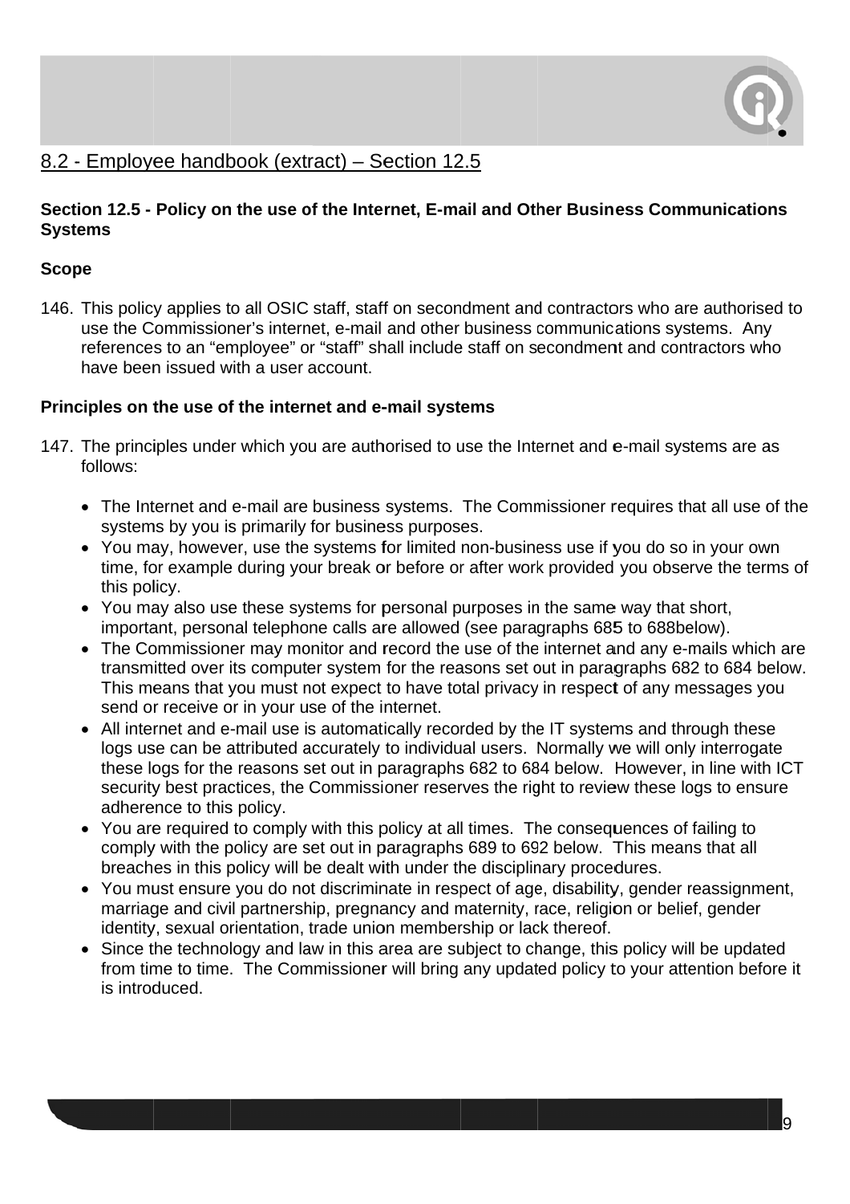## 8.2 - Employee handbook (extract) – Section 12.5

**Section 12.5 - Policy on the use of the Internet, E-mail and Other Business Communications Systems**

**Scope**

146. This policy applies to all OSIC staff, staff on secondment and contractors who are authorised to use the Commissioner's internet, e-mail and other business communications systems. Any references to an "employee" or "staff" shall include staff on secondment and contractors who have been issued with a user account.

**Principles on the use of the internet and e-mail systems**

147. The principles under which you are authorised to use the Internet and e-mail systems are as follows:

    - The Internet and e-mail are business systems. The Commissioner requires that all use of the systems by you is primarily for business purposes.
    - You may, however, use the systems for limited non-business use if you do so in your own time, for example during your break or before or after work provided you observe the terms of this policy.
    - You may also use these systems for personal purposes in the same way that short, important, personal telephone calls are allowed (see paragraphs 685 to 688below).
    - The Commissioner may monitor and record the use of the internet and any e-mails which are transmitted over its computer system for the reasons set out in paragraphs 682 to 684 below. This means that you must not expect to have total privacy in respect of any messages you send or receive or in your use of the internet.
    - All internet and e-mail use is automatically recorded by the IT systems and through these logs use can be attributed accurately to individual users. Normally we will only interrogate these logs for the reasons set out in paragraphs 682 to 684 below. However, in line with ICT security best practices, the Commissioner reserves the right to review these logs to ensure adherence to this policy.
    - You are required to comply with this policy at all times. The consequences of failing to comply with the policy are set out in paragraphs 689 to 692 below. This means that all breaches in this policy will be dealt with under the disciplinary procedures.
    - You must ensure you do not discriminate in respect of age, disability, gender reassignment, marriage and civil partnership, pregnancy and maternity, race, religion or belief, gender identity, sexual orientation, trade union membership or lack thereof.
    - Since the technology and law in this area are subject to change, this policy will be updated from time to time. The Commissioner will bring any updated policy to your attention before it is introduced.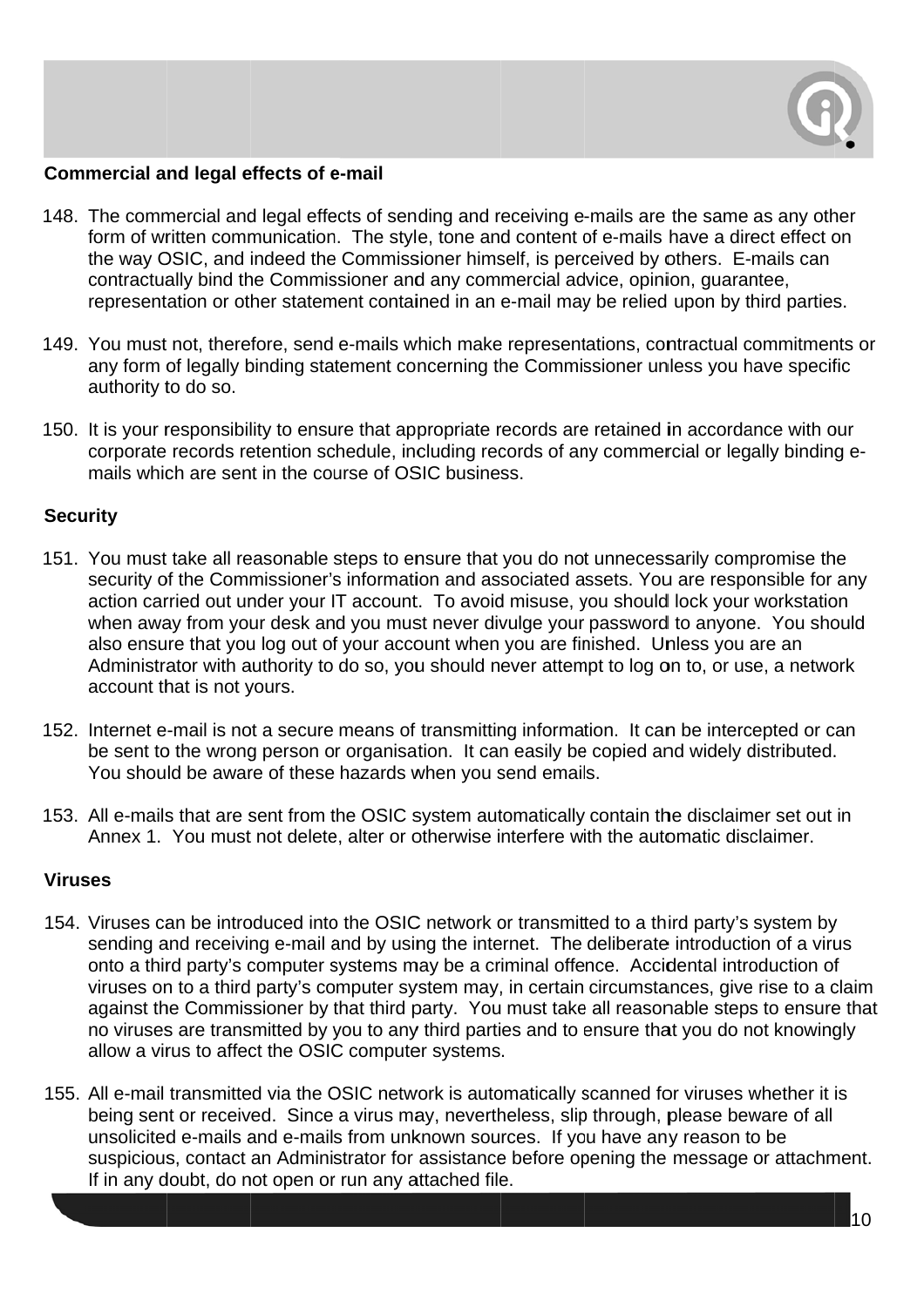**Commercial and legal effects of e-mail**

148. The commercial and legal effects of sending and receiving e-mails are the same as any other form of written communication. The style, tone and content of e-mails have a direct effect on the way OSIC, and indeed the Commissioner himself, is perceived by others. E-mails can contractually bind the Commissioner and any commercial advice, opinion, guarantee, representation or other statement contained in an e-mail may be relied upon by third parties.

149. You must not, therefore, send e-mails which make representations, contractual commitments or any form of legally binding statement concerning the Commissioner unless you have specific authority to do so.

150. It is your responsibility to ensure that appropriate records are retained in accordance with our corporate records retention schedule, including records of any commercial or legally binding e-mails which are sent in the course of OSIC business.

**Security**

151. You must take all reasonable steps to ensure that you do not unnecessarily compromise the security of the Commissioner's information and associated assets. You are responsible for any action carried out under your IT account. To avoid misuse, you should lock your workstation when away from your desk and you must never divulge your password to anyone. You should also ensure that you log out of your account when you are finished. Unless you are an Administrator with authority to do so, you should never attempt to log on to, or use, a network account that is not yours.

152. Internet e-mail is not a secure means of transmitting information. It can be intercepted or can be sent to the wrong person or organisation. It can easily be copied and widely distributed. You should be aware of these hazards when you send emails.

153. All e-mails that are sent from the OSIC system automatically contain the disclaimer set out in Annex 1. You must not delete, alter or otherwise interfere with the automatic disclaimer.

**Viruses**

154. Viruses can be introduced into the OSIC network or transmitted to a third party's system by sending and receiving e-mail and by using the internet. The deliberate introduction of a virus onto a third party's computer systems may be a criminal offence. Accidental introduction of viruses on to a third party's computer system may, in certain circumstances, give rise to a claim against the Commissioner by that third party. You must take all reasonable steps to ensure that no viruses are transmitted by you to any third parties and to ensure that you do not knowingly allow a virus to affect the OSIC computer systems.

155. All e-mail transmitted via the OSIC network is automatically scanned for viruses whether it is being sent or received. Since a virus may, nevertheless, slip through, please beware of all unsolicited e-mails and e-mails from unknown sources. If you have any reason to be suspicious, contact an Administrator for assistance before opening the message or attachment. If in any doubt, do not open or run any attached file.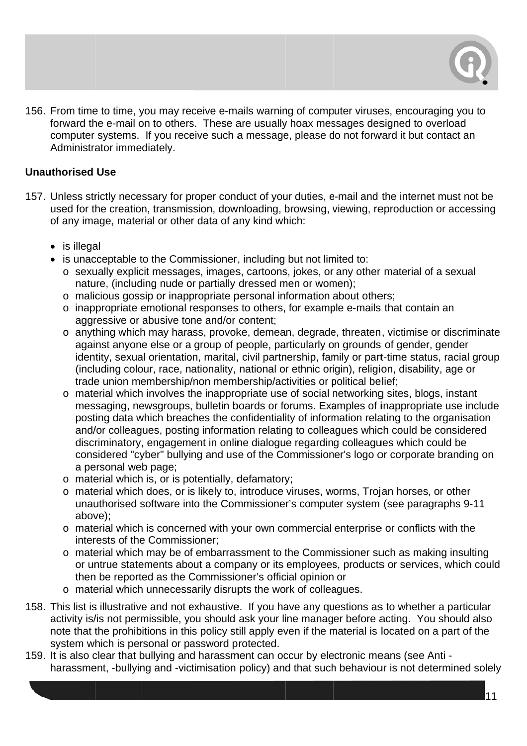156. From time to time, you may receive e-mails warning of computer viruses, encouraging you to forward the e-mail on to others. These are usually hoax messages designed to overload computer systems. If you receive such a message, please do not forward it but contact an Administrator immediately.

**Unauthorised Use**

157. Unless strictly necessary for proper conduct of your duties, e-mail and the internet must not be used for the creation, transmission, downloading, browsing, viewing, reproduction or accessing of any image, material or other data of any kind which:

- is illegal
- is unacceptable to the Commissioner, including but not limited to:
  - sexually explicit messages, images, cartoons, jokes, or any other material of a sexual nature, (including nude or partially dressed men or women);
  - malicious gossip or inappropriate personal information about others;
  - inappropriate emotional responses to others, for example e-mails that contain an aggressive or abusive tone and/or content;
  - anything which may harass, provoke, demean, degrade, threaten, victimise or discriminate against anyone else or a group of people, particularly on grounds of gender, gender identity, sexual orientation, marital, civil partnership, family or part-time status, racial group (including colour, race, nationality, national or ethnic origin), religion, disability, age or trade union membership/non membership/activities or political belief;
  - material which involves the inappropriate use of social networking sites, blogs, instant messaging, newsgroups, bulletin boards or forums. Examples of inappropriate use include posting data which breaches the confidentiality of information relating to the organisation and/or colleagues, posting information relating to colleagues which could be considered discriminatory, engagement in online dialogue regarding colleagues which could be considered "cyber" bullying and use of the Commissioner's logo or corporate branding on a personal web page;
  - material which is, or is potentially, defamatory;
  - material which does, or is likely to, introduce viruses, worms, Trojan horses, or other unauthorised software into the Commissioner's computer system (see paragraphs 9-11 above);
  - material which is concerned with your own commercial enterprise or conflicts with the interests of the Commissioner;
  - material which may be of embarrassment to the Commissioner such as making insulting or untrue statements about a company or its employees, products or services, which could then be reported as the Commissioner's official opinion or
  - material which unnecessarily disrupts the work of colleagues.

158. This list is illustrative and not exhaustive. If you have any questions as to whether a particular activity is/is not permissible, you should ask your line manager before acting. You should also note that the prohibitions in this policy still apply even if the material is located on a part of the system which is personal or password protected.

159. It is also clear that bullying and harassment can occur by electronic means (see Anti - harassment, -bullying and -victimisation policy) and that such behaviour is not determined solely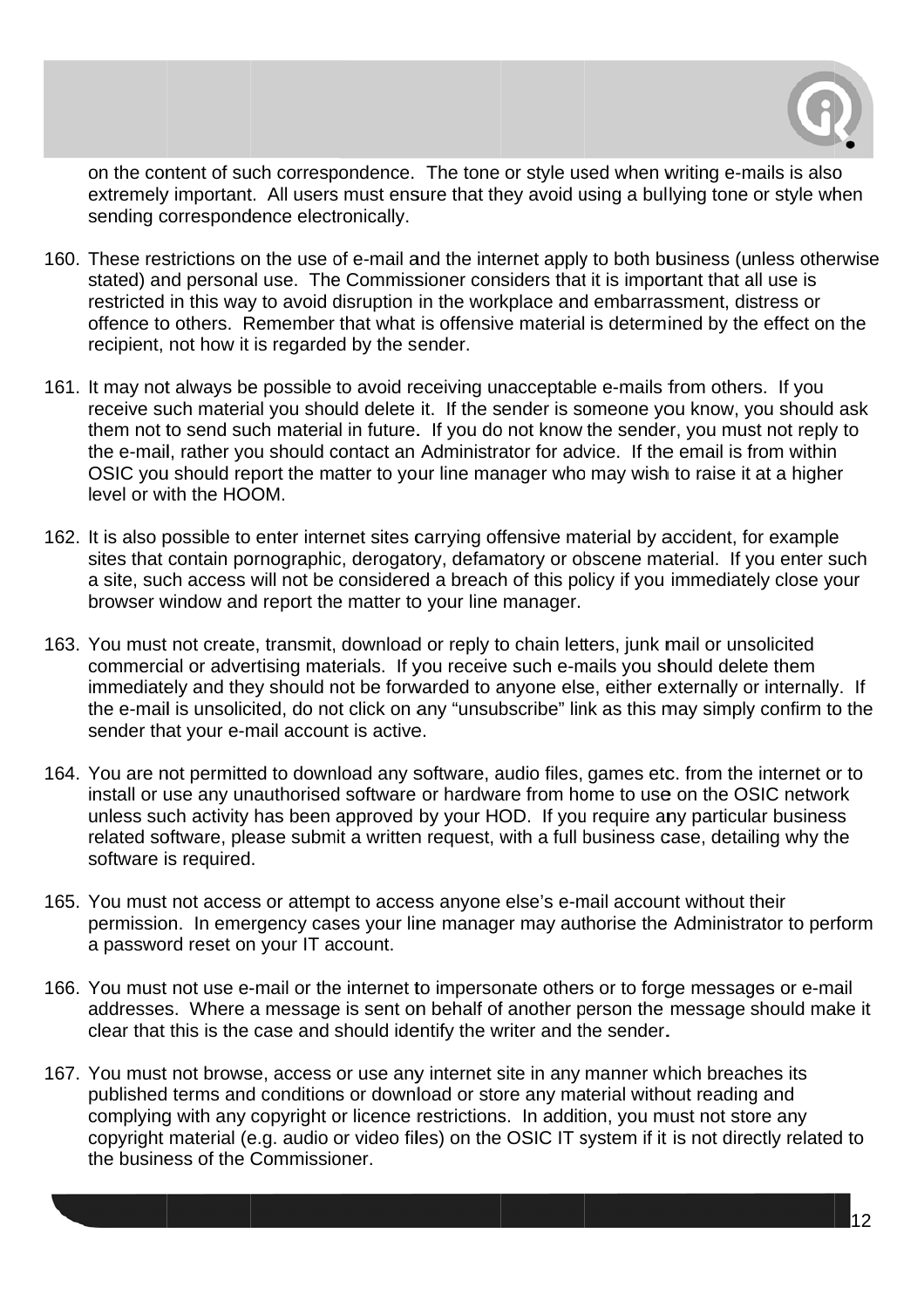on the content of such correspondence. The tone or style used when writing e-mails is also extremely important. All users must ensure that they avoid using a bullying tone or style when sending correspondence electronically.

160. These restrictions on the use of e-mail and the internet apply to both business (unless otherwise stated) and personal use. The Commissioner considers that it is important that all use is restricted in this way to avoid disruption in the workplace and embarrassment, distress or offence to others. Remember that what is offensive material is determined by the effect on the recipient, not how it is regarded by the sender.

161. It may not always be possible to avoid receiving unacceptable e-mails from others. If you receive such material you should delete it. If the sender is someone you know, you should ask them not to send such material in future. If you do not know the sender, you must not reply to the e-mail, rather you should contact an Administrator for advice. If the email is from within OSIC you should report the matter to your line manager who may wish to raise it at a higher level or with the HOOM.

162. It is also possible to enter internet sites carrying offensive material by accident, for example sites that contain pornographic, derogatory, defamatory or obscene material. If you enter such a site, such access will not be considered a breach of this policy if you immediately close your browser window and report the matter to your line manager.

163. You must not create, transmit, download or reply to chain letters, junk mail or unsolicited commercial or advertising materials. If you receive such e-mails you should delete them immediately and they should not be forwarded to anyone else, either externally or internally. If the e-mail is unsolicited, do not click on any "unsubscribe" link as this may simply confirm to the sender that your e-mail account is active.

164. You are not permitted to download any software, audio files, games etc. from the internet or to install or use any unauthorised software or hardware from home to use on the OSIC network unless such activity has been approved by your HOD. If you require any particular business related software, please submit a written request, with a full business case, detailing why the software is required.

165. You must not access or attempt to access anyone else's e-mail account without their permission. In emergency cases your line manager may authorise the Administrator to perform a password reset on your IT account.

166. You must not use e-mail or the internet to impersonate others or to forge messages or e-mail addresses. Where a message is sent on behalf of another person the message should make it clear that this is the case and should identify the writer and the sender.

167. You must not browse, access or use any internet site in any manner which breaches its published terms and conditions or download or store any material without reading and complying with any copyright or licence restrictions. In addition, you must not store any copyright material (e.g. audio or video files) on the OSIC IT system if it is not directly related to the business of the Commissioner.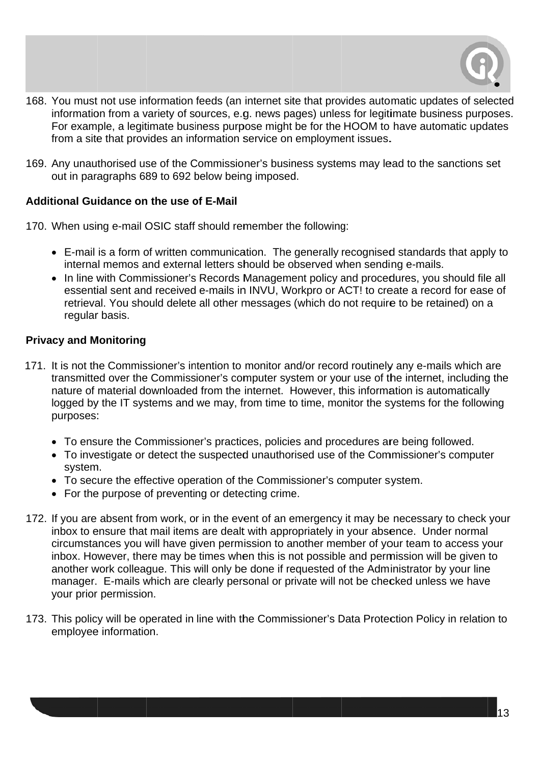168. You must not use information feeds (an internet site that provides automatic updates of selected information from a variety of sources, e.g. news pages) unless for legitimate business purposes. For example, a legitimate business purpose might be for the HOOM to have automatic updates from a site that provides an information service on employment issues.

169. Any unauthorised use of the Commissioner's business systems may lead to the sanctions set out in paragraphs 689 to 692 below being imposed.

**Additional Guidance on the use of E-Mail**

170. When using e-mail OSIC staff should remember the following:

   - E-mail is a form of written communication. The generally recognised standards that apply to internal memos and external letters should be observed when sending e-mails.
   - In line with Commissioner's Records Management policy and procedures, you should file all essential sent and received e-mails in INVU, Workpro or ACT! to create a record for ease of retrieval. You should delete all other messages (which do not require to be retained) on a regular basis.

**Privacy and Monitoring**

171. It is not the Commissioner's intention to monitor and/or record routinely any e-mails which are transmitted over the Commissioner's computer system or your use of the internet, including the nature of material downloaded from the internet. However, this information is automatically logged by the IT systems and we may, from time to time, monitor the systems for the following purposes:

   - To ensure the Commissioner's practices, policies and procedures are being followed.
   - To investigate or detect the suspected unauthorised use of the Commissioner's computer system.
   - To secure the effective operation of the Commissioner's computer system.
   - For the purpose of preventing or detecting crime.

172. If you are absent from work, or in the event of an emergency it may be necessary to check your inbox to ensure that mail items are dealt with appropriately in your absence. Under normal circumstances you will have given permission to another member of your team to access your inbox. However, there may be times when this is not possible and permission will be given to another work colleague. This will only be done if requested of the Administrator by your line manager. E-mails which are clearly personal or private will not be checked unless we have your prior permission.

173. This policy will be operated in line with the Commissioner's Data Protection Policy in relation to employee information.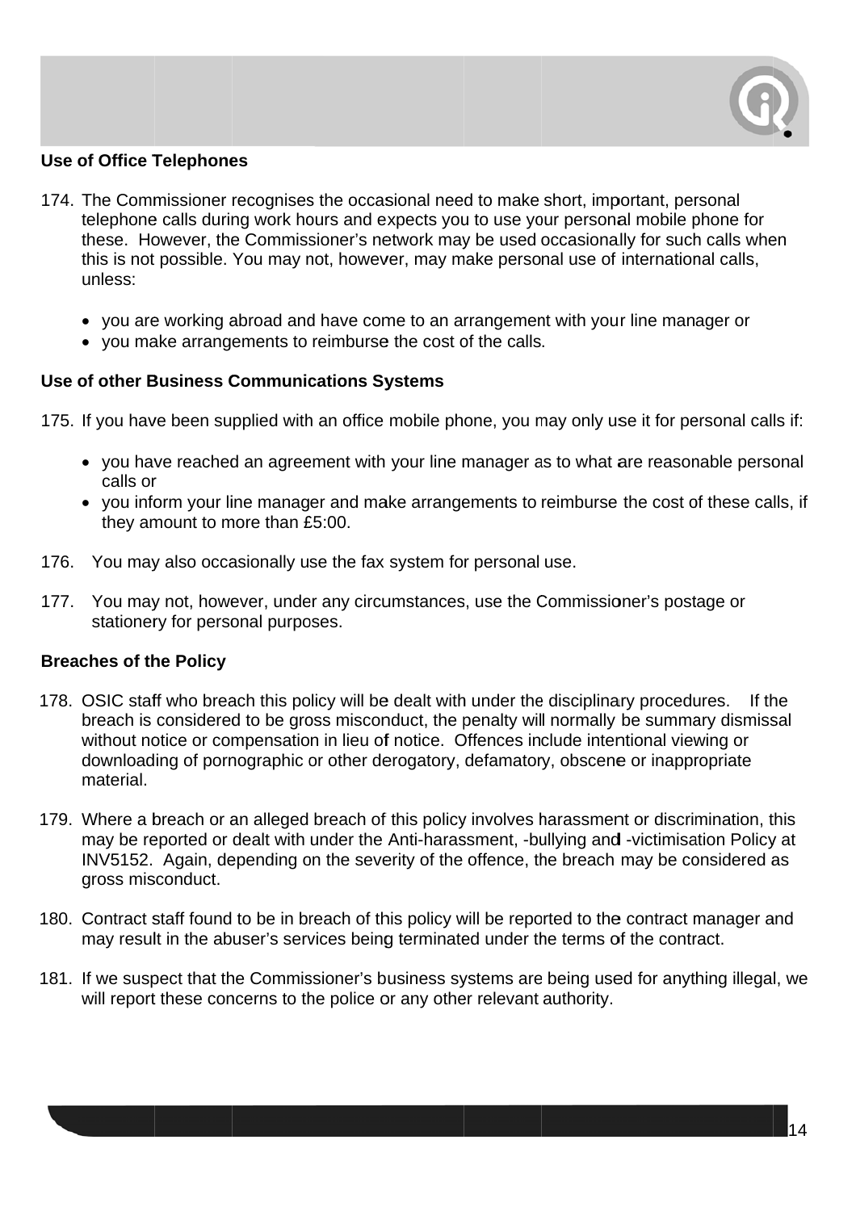**Use of Office Telephones**

174. The Commissioner recognises the occasional need to make short, important, personal telephone calls during work hours and expects you to use your personal mobile phone for these. However, the Commissioner's network may be used occasionally for such calls when this is not possible. You may not, however, may make personal use of international calls, unless:

    - you are working abroad and have come to an arrangement with your line manager or
    - you make arrangements to reimburse the cost of the calls.

**Use of other Business Communications Systems**

175. If you have been supplied with an office mobile phone, you may only use it for personal calls if:

    - you have reached an agreement with your line manager as to what are reasonable personal calls or
    - you inform your line manager and make arrangements to reimburse the cost of these calls, if they amount to more than £5:00.

176. You may also occasionally use the fax system for personal use.

177. You may not, however, under any circumstances, use the Commissioner's postage or stationery for personal purposes.

**Breaches of the Policy**

178. OSIC staff who breach this policy will be dealt with under the disciplinary procedures. If the breach is considered to be gross misconduct, the penalty will normally be summary dismissal without notice or compensation in lieu of notice. Offences include intentional viewing or downloading of pornographic or other derogatory, defamatory, obscene or inappropriate material.

179. Where a breach or an alleged breach of this policy involves harassment or discrimination, this may be reported or dealt with under the Anti-harassment, -bullying and -victimisation Policy at INV5152. Again, depending on the severity of the offence, the breach may be considered as gross misconduct.

180. Contract staff found to be in breach of this policy will be reported to the contract manager and may result in the abuser's services being terminated under the terms of the contract.

181. If we suspect that the Commissioner's business systems are being used for anything illegal, we will report these concerns to the police or any other relevant authority.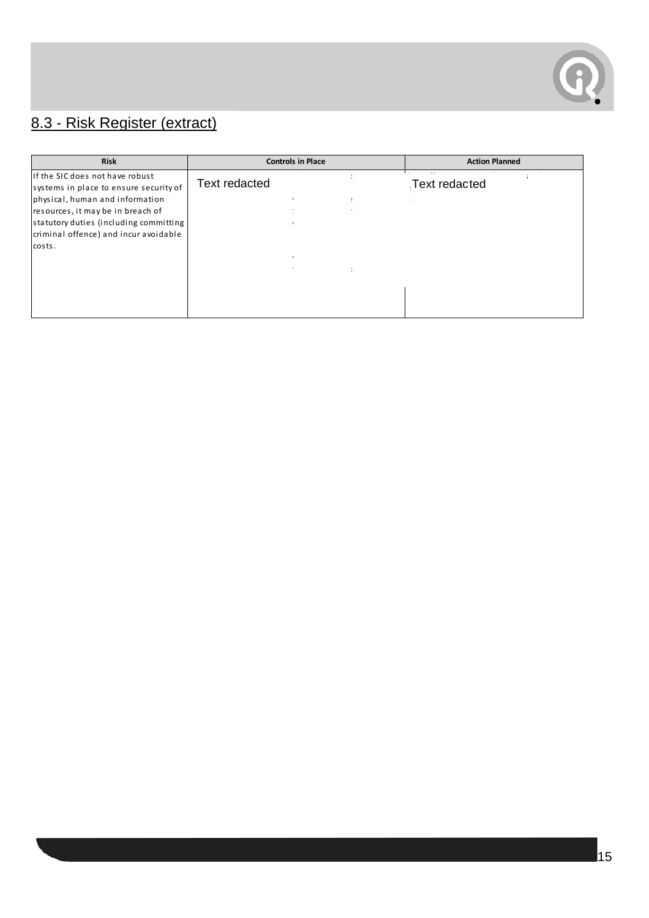## 8.3 - Risk Register (extract)

| Risk | Controls in Place | Action Planned |
|---|---|---|
| If the SIC does not have robust systems in place to ensure security of physical, human and information resources, it may be in breach of statutory duties (including committing criminal offence) and incur avoidable costs. | Text redacted | Text redacted |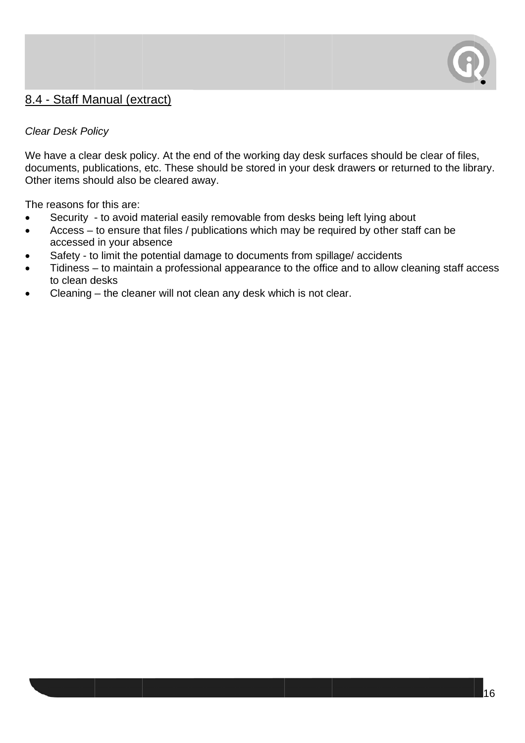## 8.4 - Staff Manual (extract)

*Clear Desk Policy*

We have a clear desk policy. At the end of the working day desk surfaces should be clear of files, documents, publications, etc. These should be stored in your desk drawers or returned to the library. Other items should also be cleared away.

The reasons for this are:

- Security - to avoid material easily removable from desks being left lying about
- Access – to ensure that files / publications which may be required by other staff can be accessed in your absence
- Safety - to limit the potential damage to documents from spillage/ accidents
- Tidiness – to maintain a professional appearance to the office and to allow cleaning staff access to clean desks
- Cleaning – the cleaner will not clean any desk which is not clear.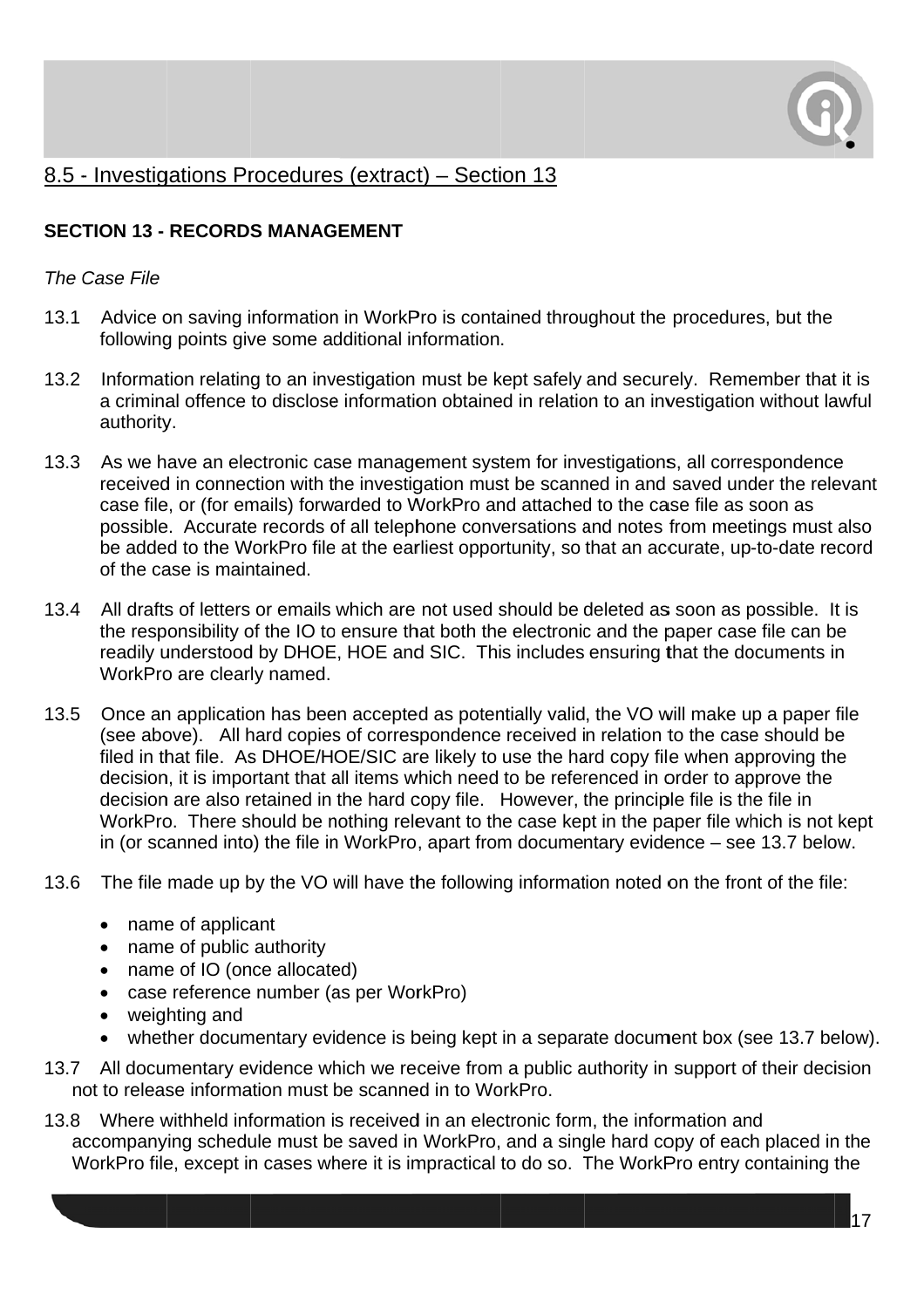## 8.5 - Investigations Procedures (extract) – Section 13

**SECTION 13 - RECORDS MANAGEMENT**

*The Case File*

13.1 Advice on saving information in WorkPro is contained throughout the procedures, but the following points give some additional information.

13.2 Information relating to an investigation must be kept safely and securely. Remember that it is a criminal offence to disclose information obtained in relation to an investigation without lawful authority.

13.3 As we have an electronic case management system for investigations, all correspondence received in connection with the investigation must be scanned in and saved under the relevant case file, or (for emails) forwarded to WorkPro and attached to the case file as soon as possible. Accurate records of all telephone conversations and notes from meetings must also be added to the WorkPro file at the earliest opportunity, so that an accurate, up-to-date record of the case is maintained.

13.4 All drafts of letters or emails which are not used should be deleted as soon as possible. It is the responsibility of the IO to ensure that both the electronic and the paper case file can be readily understood by DHOE, HOE and SIC. This includes ensuring that the documents in WorkPro are clearly named.

13.5 Once an application has been accepted as potentially valid, the VO will make up a paper file (see above). All hard copies of correspondence received in relation to the case should be filed in that file. As DHOE/HOE/SIC are likely to use the hard copy file when approving the decision, it is important that all items which need to be referenced in order to approve the decision are also retained in the hard copy file. However, the principle file is the file in WorkPro. There should be nothing relevant to the case kept in the paper file which is not kept in (or scanned into) the file in WorkPro, apart from documentary evidence – see 13.7 below.

13.6 The file made up by the VO will have the following information noted on the front of the file:

- name of applicant
- name of public authority
- name of IO (once allocated)
- case reference number (as per WorkPro)
- weighting and
- whether documentary evidence is being kept in a separate document box (see 13.7 below).

13.7 All documentary evidence which we receive from a public authority in support of their decision not to release information must be scanned in to WorkPro.

13.8 Where withheld information is received in an electronic form, the information and accompanying schedule must be saved in WorkPro, and a single hard copy of each placed in the WorkPro file, except in cases where it is impractical to do so. The WorkPro entry containing the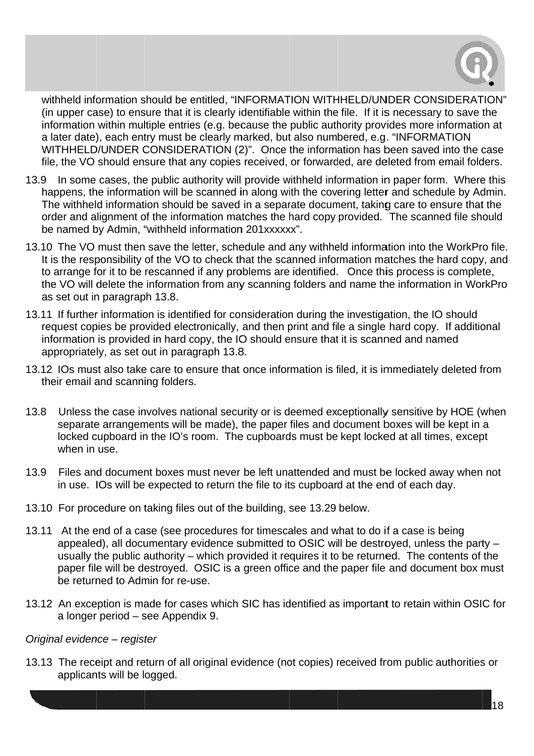withheld information should be entitled, "INFORMATION WITHHELD/UNDER CONSIDERATION" (in upper case) to ensure that it is clearly identifiable within the file. If it is necessary to save the information within multiple entries (e.g. because the public authority provides more information at a later date), each entry must be clearly marked, but also numbered, e.g. "INFORMATION WITHHELD/UNDER CONSIDERATION (2)". Once the information has been saved into the case file, the VO should ensure that any copies received, or forwarded, are deleted from email folders.

13.9 In some cases, the public authority will provide withheld information in paper form. Where this happens, the information will be scanned in along with the covering letter and schedule by Admin. The withheld information should be saved in a separate document, taking care to ensure that the order and alignment of the information matches the hard copy provided. The scanned file should be named by Admin, "withheld information 201xxxxxx".

13.10 The VO must then save the letter, schedule and any withheld information into the WorkPro file. It is the responsibility of the VO to check that the scanned information matches the hard copy, and to arrange for it to be rescanned if any problems are identified. Once this process is complete, the VO will delete the information from any scanning folders and name the information in WorkPro as set out in paragraph 13.8.

13.11 If further information is identified for consideration during the investigation, the IO should request copies be provided electronically, and then print and file a single hard copy. If additional information is provided in hard copy, the IO should ensure that it is scanned and named appropriately, as set out in paragraph 13.8.

13.12 IOs must also take care to ensure that once information is filed, it is immediately deleted from their email and scanning folders.

13.8 Unless the case involves national security or is deemed exceptionally sensitive by HOE (when separate arrangements will be made), the paper files and document boxes will be kept in a locked cupboard in the IO's room. The cupboards must be kept locked at all times, except when in use.

13.9 Files and document boxes must never be left unattended and must be locked away when not in use. IOs will be expected to return the file to its cupboard at the end of each day.

13.10 For procedure on taking files out of the building, see 13.29 below.

13.11 At the end of a case (see procedures for timescales and what to do if a case is being appealed), all documentary evidence submitted to OSIC will be destroyed, unless the party – usually the public authority – which provided it requires it to be returned. The contents of the paper file will be destroyed. OSIC is a green office and the paper file and document box must be returned to Admin for re-use.

13.12 An exception is made for cases which SIC has identified as important to retain within OSIC for a longer period – see Appendix 9.

*Original evidence – register*

13.13 The receipt and return of all original evidence (not copies) received from public authorities or applicants will be logged.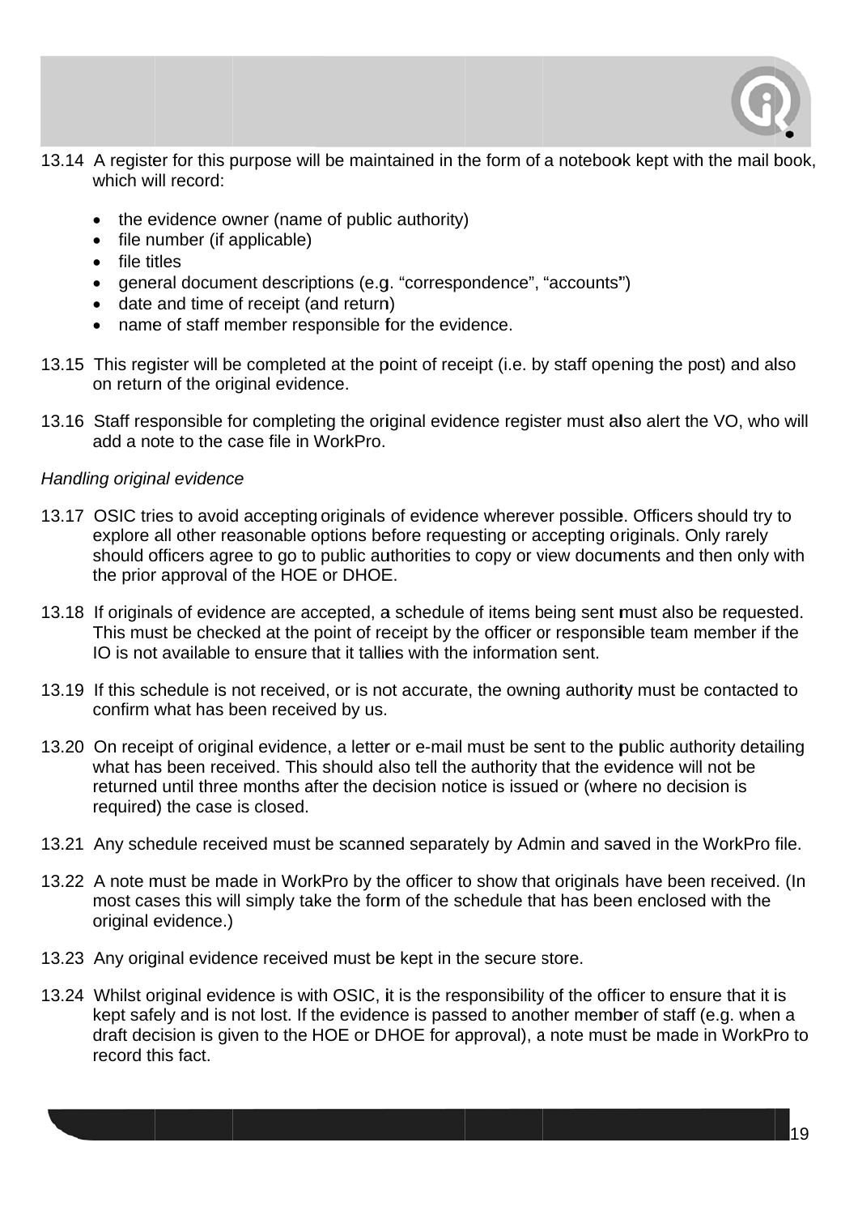13.14 A register for this purpose will be maintained in the form of a notebook kept with the mail book, which will record:

- the evidence owner (name of public authority)
- file number (if applicable)
- file titles
- general document descriptions (e.g. "correspondence", "accounts")
- date and time of receipt (and return)
- name of staff member responsible for the evidence.

13.15 This register will be completed at the point of receipt (i.e. by staff opening the post) and also on return of the original evidence.

13.16 Staff responsible for completing the original evidence register must also alert the VO, who will add a note to the case file in WorkPro.

*Handling original evidence*

13.17 OSIC tries to avoid accepting originals of evidence wherever possible. Officers should try to explore all other reasonable options before requesting or accepting originals. Only rarely should officers agree to go to public authorities to copy or view documents and then only with the prior approval of the HOE or DHOE.

13.18 If originals of evidence are accepted, a schedule of items being sent must also be requested. This must be checked at the point of receipt by the officer or responsible team member if the IO is not available to ensure that it tallies with the information sent.

13.19 If this schedule is not received, or is not accurate, the owning authority must be contacted to confirm what has been received by us.

13.20 On receipt of original evidence, a letter or e-mail must be sent to the public authority detailing what has been received. This should also tell the authority that the evidence will not be returned until three months after the decision notice is issued or (where no decision is required) the case is closed.

13.21 Any schedule received must be scanned separately by Admin and saved in the WorkPro file.

13.22 A note must be made in WorkPro by the officer to show that originals have been received. (In most cases this will simply take the form of the schedule that has been enclosed with the original evidence.)

13.23 Any original evidence received must be kept in the secure store.

13.24 Whilst original evidence is with OSIC, it is the responsibility of the officer to ensure that it is kept safely and is not lost. If the evidence is passed to another member of staff (e.g. when a draft decision is given to the HOE or DHOE for approval), a note must be made in WorkPro to record this fact.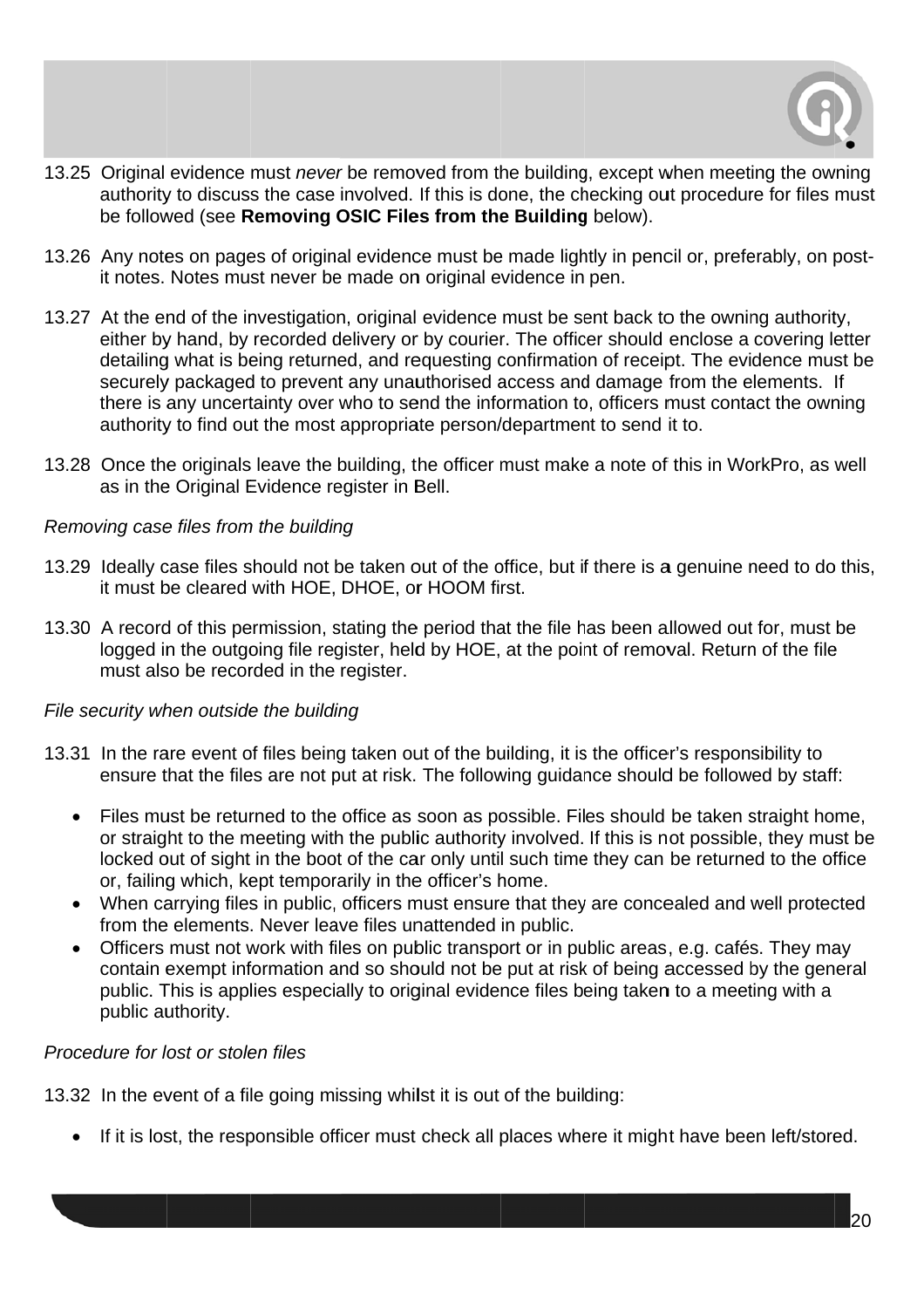13.25 Original evidence must *never* be removed from the building, except when meeting the owning authority to discuss the case involved. If this is done, the checking out procedure for files must be followed (see **Removing OSIC Files from the Building** below).

13.26 Any notes on pages of original evidence must be made lightly in pencil or, preferably, on post-it notes. Notes must never be made on original evidence in pen.

13.27 At the end of the investigation, original evidence must be sent back to the owning authority, either by hand, by recorded delivery or by courier. The officer should enclose a covering letter detailing what is being returned, and requesting confirmation of receipt. The evidence must be securely packaged to prevent any unauthorised access and damage from the elements. If there is any uncertainty over who to send the information to, officers must contact the owning authority to find out the most appropriate person/department to send it to.

13.28 Once the originals leave the building, the officer must make a note of this in WorkPro, as well as in the Original Evidence register in Bell.

*Removing case files from the building*

13.29 Ideally case files should not be taken out of the office, but if there is a genuine need to do this, it must be cleared with HOE, DHOE, or HOOM first.

13.30 A record of this permission, stating the period that the file has been allowed out for, must be logged in the outgoing file register, held by HOE, at the point of removal. Return of the file must also be recorded in the register.

*File security when outside the building*

13.31 In the rare event of files being taken out of the building, it is the officer's responsibility to ensure that the files are not put at risk. The following guidance should be followed by staff:

- Files must be returned to the office as soon as possible. Files should be taken straight home, or straight to the meeting with the public authority involved. If this is not possible, they must be locked out of sight in the boot of the car only until such time they can be returned to the office or, failing which, kept temporarily in the officer's home.
- When carrying files in public, officers must ensure that they are concealed and well protected from the elements. Never leave files unattended in public.
- Officers must not work with files on public transport or in public areas, e.g. cafés. They may contain exempt information and so should not be put at risk of being accessed by the general public. This is applies especially to original evidence files being taken to a meeting with a public authority.

*Procedure for lost or stolen files*

13.32 In the event of a file going missing whilst it is out of the building:

- If it is lost, the responsible officer must check all places where it might have been left/stored.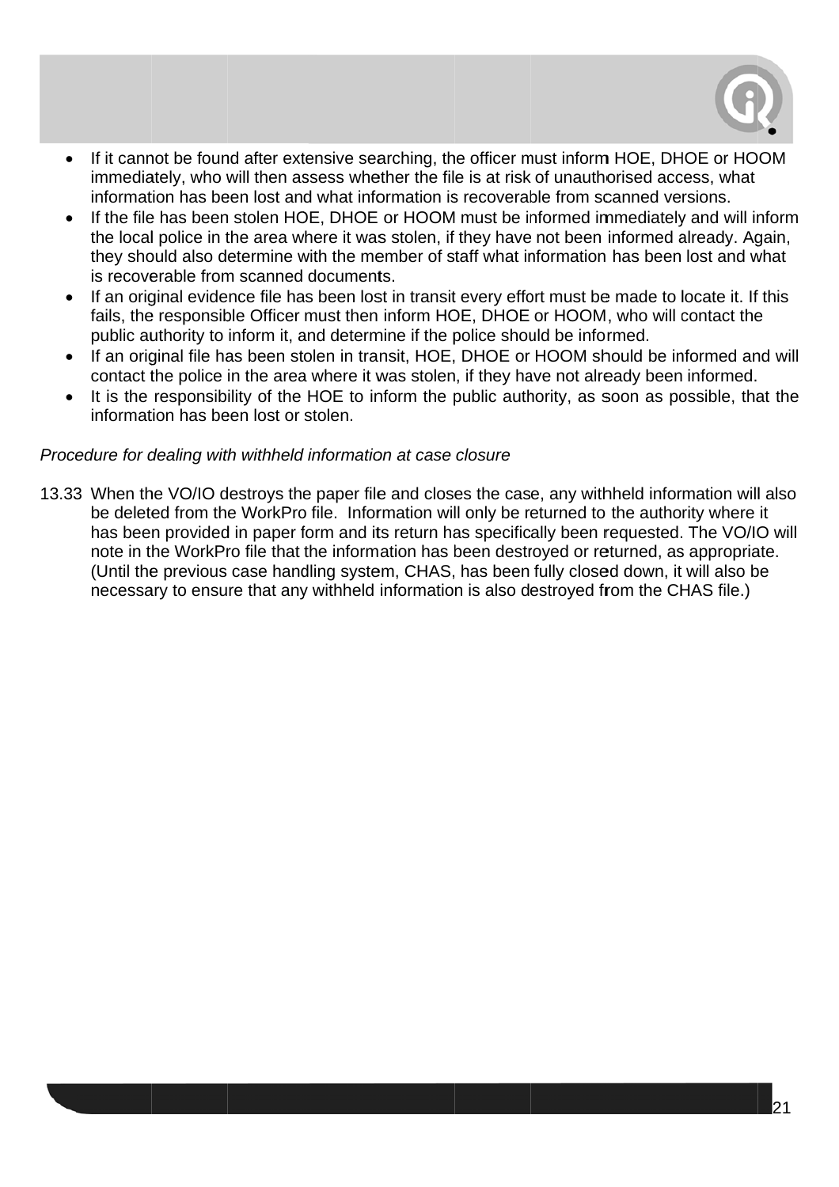- If it cannot be found after extensive searching, the officer must inform HOE, DHOE or HOOM immediately, who will then assess whether the file is at risk of unauthorised access, what information has been lost and what information is recoverable from scanned versions.
- If the file has been stolen HOE, DHOE or HOOM must be informed immediately and will inform the local police in the area where it was stolen, if they have not been informed already. Again, they should also determine with the member of staff what information has been lost and what is recoverable from scanned documents.
- If an original evidence file has been lost in transit every effort must be made to locate it. If this fails, the responsible Officer must then inform HOE, DHOE or HOOM, who will contact the public authority to inform it, and determine if the police should be informed.
- If an original file has been stolen in transit, HOE, DHOE or HOOM should be informed and will contact the police in the area where it was stolen, if they have not already been informed.
- It is the responsibility of the HOE to inform the public authority, as soon as possible, that the information has been lost or stolen.

*Procedure for dealing with withheld information at case closure*

13.33 When the VO/IO destroys the paper file and closes the case, any withheld information will also be deleted from the WorkPro file. Information will only be returned to the authority where it has been provided in paper form and its return has specifically been requested. The VO/IO will note in the WorkPro file that the information has been destroyed or returned, as appropriate. (Until the previous case handling system, CHAS, has been fully closed down, it will also be necessary to ensure that any withheld information is also destroyed from the CHAS file.)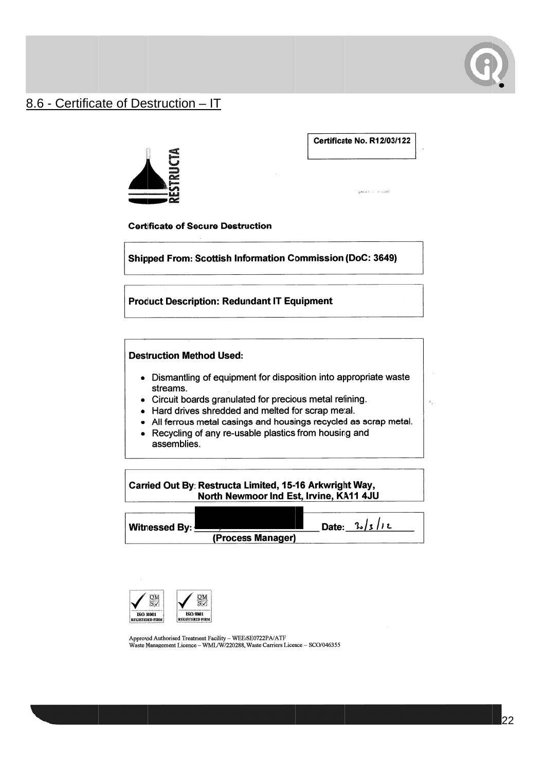## 8.6 - Certificate of Destruction – IT

**Certificate No. R12/03/122**

RESTRUCTA

**Certificate of Secure Destruction**

**Shipped From: Scottish Information Commission (DoC: 3649)**

**Product Description: Redundant IT Equipment**

**Destruction Method Used:**

- Dismantling of equipment for disposition into appropriate waste streams.
- Circuit boards granulated for precious metal refining.
- Hard drives shredded and melted for scrap metal.
- All ferrous metal casings and housings recycled as scrap metal.
- Recycling of any re-usable plastics from housing and assemblies.

**Carried Out By: Restructa Limited, 15-16 Arkwright Way, North Newmoor Ind Est, Irvine, KA11 4JU**

**Witnessed By:** ______________________ **Date:** 30/3/12
**(Process Manager)**

ISO 14001 REGISTERED FIRM    ISO 9001 REGISTERED FIRM

Approved Authorised Treatment Facility – WEE/SE0722PA/ATF
Waste Management Licence – WML/W/220288, Waste Carriers Licence – SCO/046355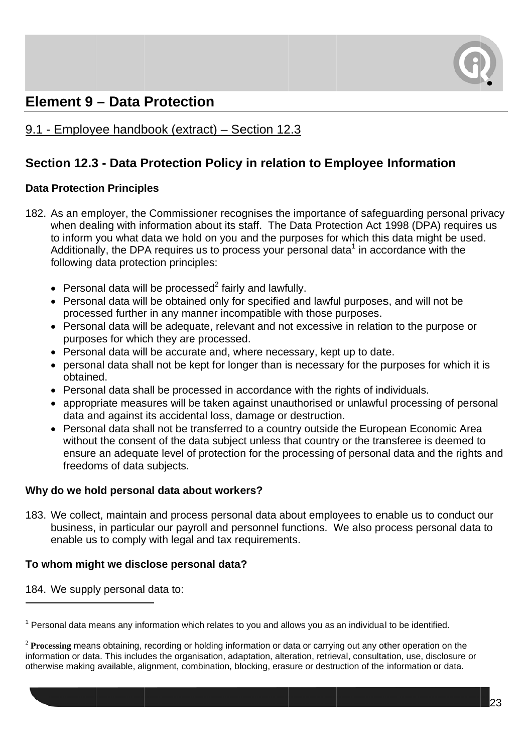# Element 9 – Data Protection

## 9.1 - Employee handbook (extract) – Section 12.3

### Section 12.3 - Data Protection Policy in relation to Employee Information

**Data Protection Principles**

182. As an employer, the Commissioner recognises the importance of safeguarding personal privacy when dealing with information about its staff. The Data Protection Act 1998 (DPA) requires us to inform you what data we hold on you and the purposes for which this data might be used. Additionally, the DPA requires us to process your personal data[1] in accordance with the following data protection principles:

    - Personal data will be processed[2] fairly and lawfully.
    - Personal data will be obtained only for specified and lawful purposes, and will not be processed further in any manner incompatible with those purposes.
    - Personal data will be adequate, relevant and not excessive in relation to the purpose or purposes for which they are processed.
    - Personal data will be accurate and, where necessary, kept up to date.
    - personal data shall not be kept for longer than is necessary for the purposes for which it is obtained.
    - Personal data shall be processed in accordance with the rights of individuals.
    - appropriate measures will be taken against unauthorised or unlawful processing of personal data and against its accidental loss, damage or destruction.
    - Personal data shall not be transferred to a country outside the European Economic Area without the consent of the data subject unless that country or the transferee is deemed to ensure an adequate level of protection for the processing of personal data and the rights and freedoms of data subjects.

**Why do we hold personal data about workers?**

183. We collect, maintain and process personal data about employees to enable us to conduct our business, in particular our payroll and personnel functions. We also process personal data to enable us to comply with legal and tax requirements.

**To whom might we disclose personal data?**

184. We supply personal data to:

---

[1] Personal data means any information which relates to you and allows you as an individual to be identified.

[2] **Processing** means obtaining, recording or holding information or data or carrying out any other operation on the information or data. This includes the organisation, adaptation, alteration, retrieval, consultation, use, disclosure or otherwise making available, alignment, combination, blocking, erasure or destruction of the information or data.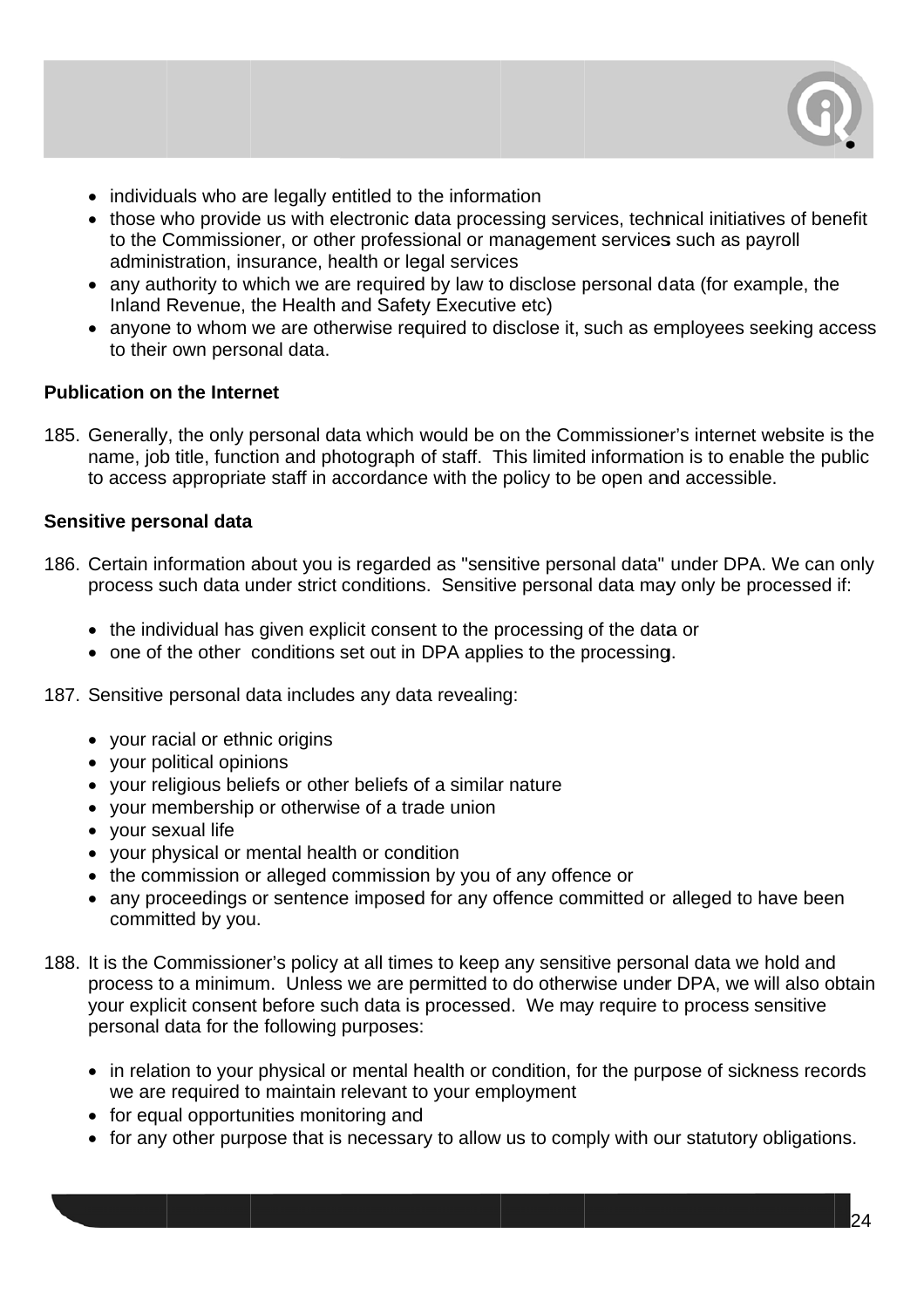- individuals who are legally entitled to the information
- those who provide us with electronic data processing services, technical initiatives of benefit to the Commissioner, or other professional or management services such as payroll administration, insurance, health or legal services
- any authority to which we are required by law to disclose personal data (for example, the Inland Revenue, the Health and Safety Executive etc)
- anyone to whom we are otherwise required to disclose it, such as employees seeking access to their own personal data.

**Publication on the Internet**

185. Generally, the only personal data which would be on the Commissioner's internet website is the name, job title, function and photograph of staff. This limited information is to enable the public to access appropriate staff in accordance with the policy to be open and accessible.

**Sensitive personal data**

186. Certain information about you is regarded as "sensitive personal data" under DPA. We can only process such data under strict conditions. Sensitive personal data may only be processed if:

    - the individual has given explicit consent to the processing of the data or
    - one of the other conditions set out in DPA applies to the processing.

187. Sensitive personal data includes any data revealing:

    - your racial or ethnic origins
    - your political opinions
    - your religious beliefs or other beliefs of a similar nature
    - your membership or otherwise of a trade union
    - your sexual life
    - your physical or mental health or condition
    - the commission or alleged commission by you of any offence or
    - any proceedings or sentence imposed for any offence committed or alleged to have been committed by you.

188. It is the Commissioner's policy at all times to keep any sensitive personal data we hold and process to a minimum. Unless we are permitted to do otherwise under DPA, we will also obtain your explicit consent before such data is processed. We may require to process sensitive personal data for the following purposes:

    - in relation to your physical or mental health or condition, for the purpose of sickness records we are required to maintain relevant to your employment
    - for equal opportunities monitoring and
    - for any other purpose that is necessary to allow us to comply with our statutory obligations.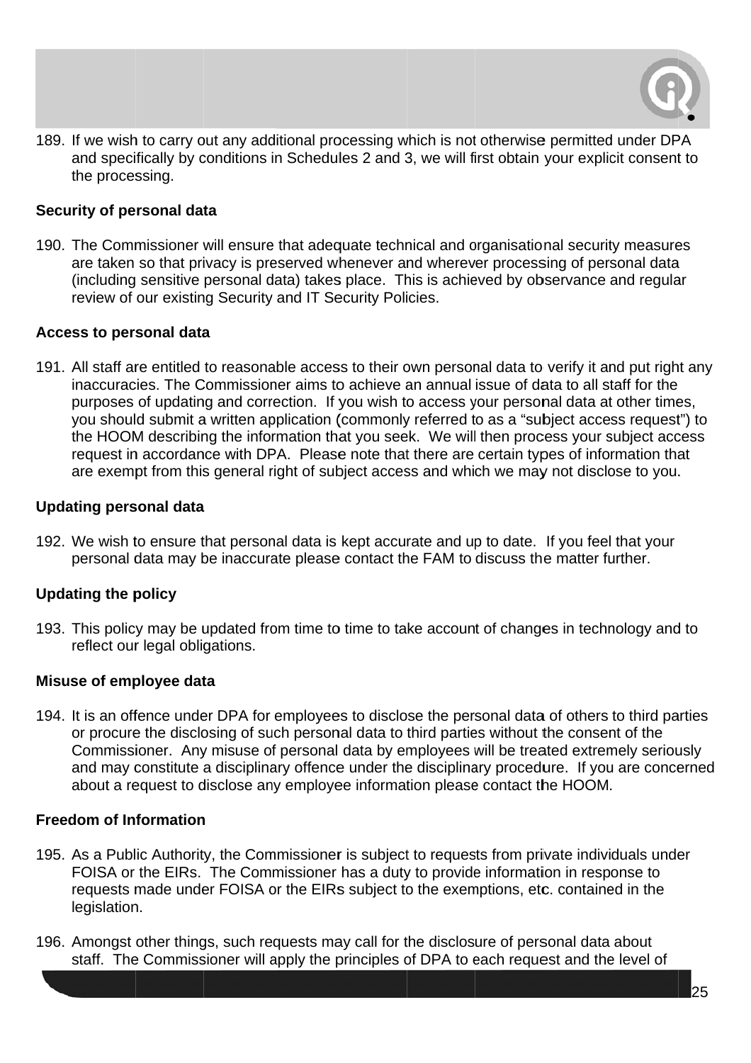189. If we wish to carry out any additional processing which is not otherwise permitted under DPA and specifically by conditions in Schedules 2 and 3, we will first obtain your explicit consent to the processing.

**Security of personal data**

190. The Commissioner will ensure that adequate technical and organisational security measures are taken so that privacy is preserved whenever and wherever processing of personal data (including sensitive personal data) takes place. This is achieved by observance and regular review of our existing Security and IT Security Policies.

**Access to personal data**

191. All staff are entitled to reasonable access to their own personal data to verify it and put right any inaccuracies. The Commissioner aims to achieve an annual issue of data to all staff for the purposes of updating and correction. If you wish to access your personal data at other times, you should submit a written application (commonly referred to as a "subject access request") to the HOOM describing the information that you seek. We will then process your subject access request in accordance with DPA. Please note that there are certain types of information that are exempt from this general right of subject access and which we may not disclose to you.

**Updating personal data**

192. We wish to ensure that personal data is kept accurate and up to date. If you feel that your personal data may be inaccurate please contact the FAM to discuss the matter further.

**Updating the policy**

193. This policy may be updated from time to time to take account of changes in technology and to reflect our legal obligations.

**Misuse of employee data**

194. It is an offence under DPA for employees to disclose the personal data of others to third parties or procure the disclosing of such personal data to third parties without the consent of the Commissioner. Any misuse of personal data by employees will be treated extremely seriously and may constitute a disciplinary offence under the disciplinary procedure. If you are concerned about a request to disclose any employee information please contact the HOOM.

**Freedom of Information**

195. As a Public Authority, the Commissioner is subject to requests from private individuals under FOISA or the EIRs. The Commissioner has a duty to provide information in response to requests made under FOISA or the EIRs subject to the exemptions, etc. contained in the legislation.

196. Amongst other things, such requests may call for the disclosure of personal data about staff. The Commissioner will apply the principles of DPA to each request and the level of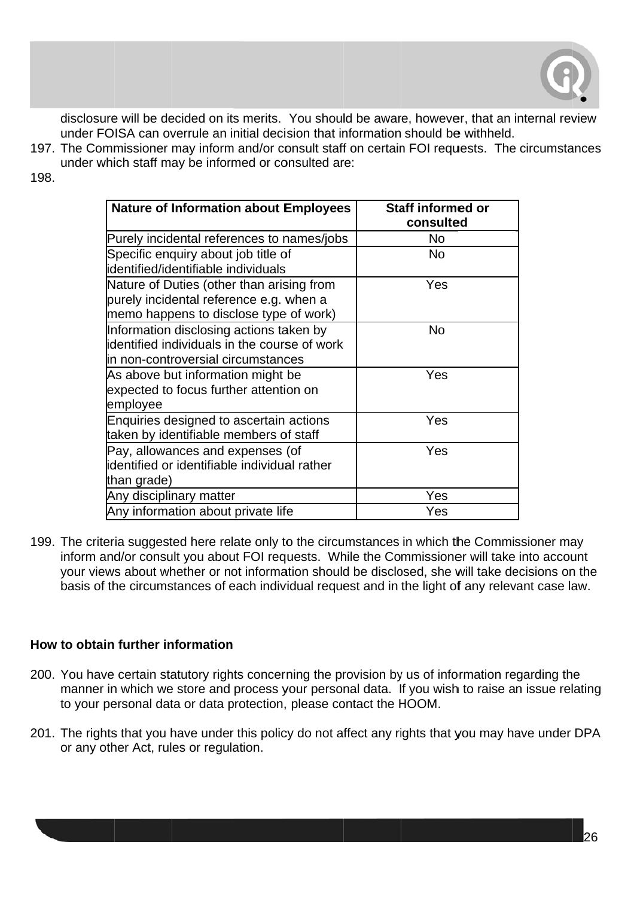disclosure will be decided on its merits. You should be aware, however, that an internal review under FOISA can overrule an initial decision that information should be withheld.

197. The Commissioner may inform and/or consult staff on certain FOI requests. The circumstances under which staff may be informed or consulted are:

198.

| Nature of Information about Employees | Staff informed or consulted |
|---|---|
| Purely incidental references to names/jobs | No |
| Specific enquiry about job title of identified/identifiable individuals | No |
| Nature of Duties (other than arising from purely incidental reference e.g. when a memo happens to disclose type of work) | Yes |
| Information disclosing actions taken by identified individuals in the course of work in non-controversial circumstances | No |
| As above but information might be expected to focus further attention on employee | Yes |
| Enquiries designed to ascertain actions taken by identifiable members of staff | Yes |
| Pay, allowances and expenses (of identified or identifiable individual rather than grade) | Yes |
| Any disciplinary matter | Yes |
| Any information about private life | Yes |

199. The criteria suggested here relate only to the circumstances in which the Commissioner may inform and/or consult you about FOI requests. While the Commissioner will take into account your views about whether or not information should be disclosed, she will take decisions on the basis of the circumstances of each individual request and in the light of any relevant case law.

**How to obtain further information**

200. You have certain statutory rights concerning the provision by us of information regarding the manner in which we store and process your personal data. If you wish to raise an issue relating to your personal data or data protection, please contact the HOOM.

201. The rights that you have under this policy do not affect any rights that you may have under DPA or any other Act, rules or regulation.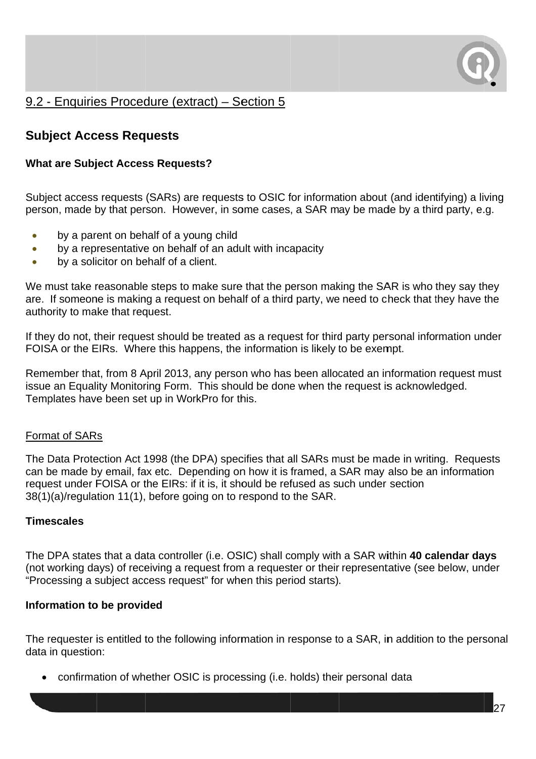9.2 - Enquiries Procedure (extract) – Section 5

## Subject Access Requests

### What are Subject Access Requests?

Subject access requests (SARs) are requests to OSIC for information about (and identifying) a living person, made by that person. However, in some cases, a SAR may be made by a third party, e.g.

- by a parent on behalf of a young child
- by a representative on behalf of an adult with incapacity
- by a solicitor on behalf of a client.

We must take reasonable steps to make sure that the person making the SAR is who they say they are. If someone is making a request on behalf of a third party, we need to check that they have the authority to make that request.

If they do not, their request should be treated as a request for third party personal information under FOISA or the EIRs. Where this happens, the information is likely to be exempt.

Remember that, from 8 April 2013, any person who has been allocated an information request must issue an Equality Monitoring Form. This should be done when the request is acknowledged. Templates have been set up in WorkPro for this.

Format of SARs

The Data Protection Act 1998 (the DPA) specifies that all SARs must be made in writing. Requests can be made by email, fax etc. Depending on how it is framed, a SAR may also be an information request under FOISA or the EIRs: if it is, it should be refused as such under section 38(1)(a)/regulation 11(1), before going on to respond to the SAR.

### Timescales

The DPA states that a data controller (i.e. OSIC) shall comply with a SAR within **40 calendar days** (not working days) of receiving a request from a requester or their representative (see below, under "Processing a subject access request" for when this period starts).

### Information to be provided

The requester is entitled to the following information in response to a SAR, in addition to the personal data in question:

- confirmation of whether OSIC is processing (i.e. holds) their personal data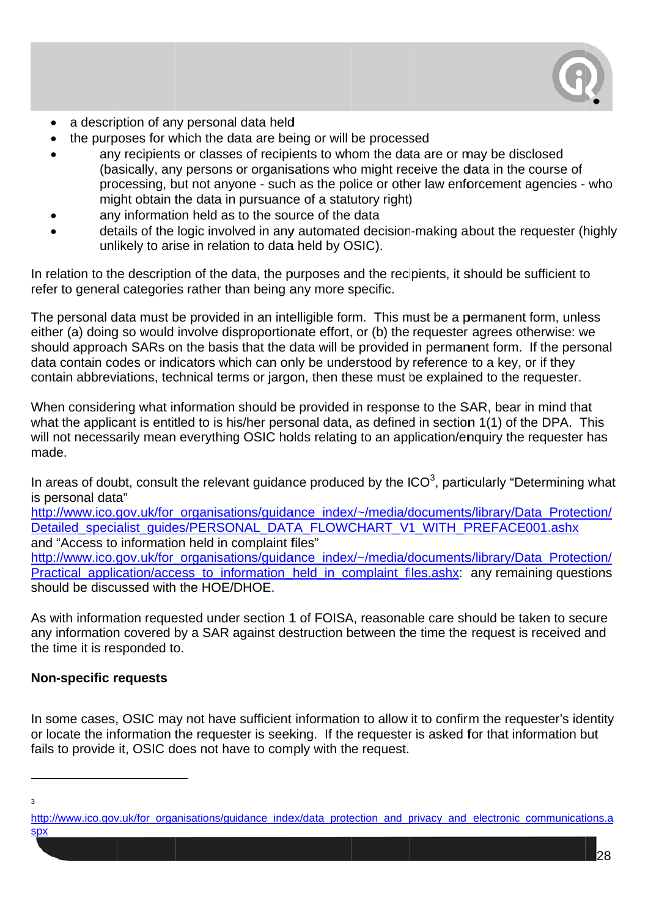- a description of any personal data held
- the purposes for which the data are being or will be processed
- any recipients or classes of recipients to whom the data are or may be disclosed (basically, any persons or organisations who might receive the data in the course of processing, but not anyone - such as the police or other law enforcement agencies - who might obtain the data in pursuance of a statutory right)
- any information held as to the source of the data
- details of the logic involved in any automated decision-making about the requester (highly unlikely to arise in relation to data held by OSIC).

In relation to the description of the data, the purposes and the recipients, it should be sufficient to refer to general categories rather than being any more specific.

The personal data must be provided in an intelligible form. This must be a permanent form, unless either (a) doing so would involve disproportionate effort, or (b) the requester agrees otherwise: we should approach SARs on the basis that the data will be provided in permanent form. If the personal data contain codes or indicators which can only be understood by reference to a key, or if they contain abbreviations, technical terms or jargon, then these must be explained to the requester.

When considering what information should be provided in response to the SAR, bear in mind that what the applicant is entitled to is his/her personal data, as defined in section 1(1) of the DPA. This will not necessarily mean everything OSIC holds relating to an application/enquiry the requester has made.

In areas of doubt, consult the relevant guidance produced by the ICO[3], particularly "Determining what is personal data" http://www.ico.gov.uk/for_organisations/guidance_index/~/media/documents/library/Data_Protection/Detailed_specialist_guides/PERSONAL_DATA_FLOWCHART_V1_WITH_PREFACE001.ashx and "Access to information held in complaint files" http://www.ico.gov.uk/for_organisations/guidance_index/~/media/documents/library/Data_Protection/Practical_application/access_to_information_held_in_complaint_files.ashx: any remaining questions should be discussed with the HOE/DHOE.

As with information requested under section 1 of FOISA, reasonable care should be taken to secure any information covered by a SAR against destruction between the time the request is received and the time it is responded to.

**Non-specific requests**

In some cases, OSIC may not have sufficient information to allow it to confirm the requester's identity or locate the information the requester is seeking. If the requester is asked for that information but fails to provide it, OSIC does not have to comply with the request.

---

[3] http://www.ico.gov.uk/for_organisations/guidance_index/data_protection_and_privacy_and_electronic_communications.aspx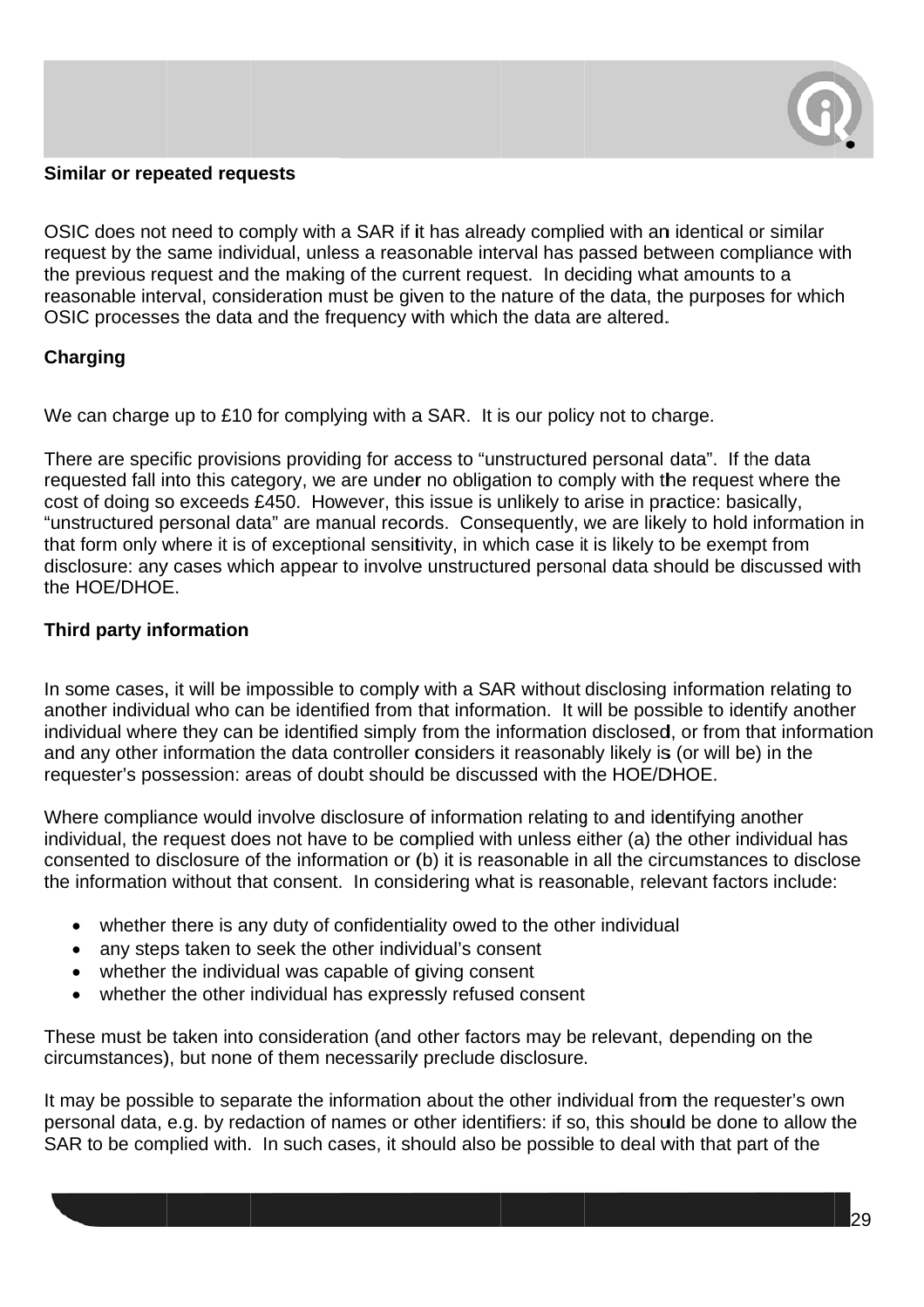**Similar or repeated requests**

OSIC does not need to comply with a SAR if it has already complied with an identical or similar request by the same individual, unless a reasonable interval has passed between compliance with the previous request and the making of the current request. In deciding what amounts to a reasonable interval, consideration must be given to the nature of the data, the purposes for which OSIC processes the data and the frequency with which the data are altered.

**Charging**

We can charge up to £10 for complying with a SAR. It is our policy not to charge.

There are specific provisions providing for access to "unstructured personal data". If the data requested fall into this category, we are under no obligation to comply with the request where the cost of doing so exceeds £450. However, this issue is unlikely to arise in practice: basically, "unstructured personal data" are manual records. Consequently, we are likely to hold information in that form only where it is of exceptional sensitivity, in which case it is likely to be exempt from disclosure: any cases which appear to involve unstructured personal data should be discussed with the HOE/DHOE.

**Third party information**

In some cases, it will be impossible to comply with a SAR without disclosing information relating to another individual who can be identified from that information. It will be possible to identify another individual where they can be identified simply from the information disclosed, or from that information and any other information the data controller considers it reasonably likely is (or will be) in the requester's possession: areas of doubt should be discussed with the HOE/DHOE.

Where compliance would involve disclosure of information relating to and identifying another individual, the request does not have to be complied with unless either (a) the other individual has consented to disclosure of the information or (b) it is reasonable in all the circumstances to disclose the information without that consent. In considering what is reasonable, relevant factors include:

- whether there is any duty of confidentiality owed to the other individual
- any steps taken to seek the other individual's consent
- whether the individual was capable of giving consent
- whether the other individual has expressly refused consent

These must be taken into consideration (and other factors may be relevant, depending on the circumstances), but none of them necessarily preclude disclosure.

It may be possible to separate the information about the other individual from the requester's own personal data, e.g. by redaction of names or other identifiers: if so, this should be done to allow the SAR to be complied with. In such cases, it should also be possible to deal with that part of the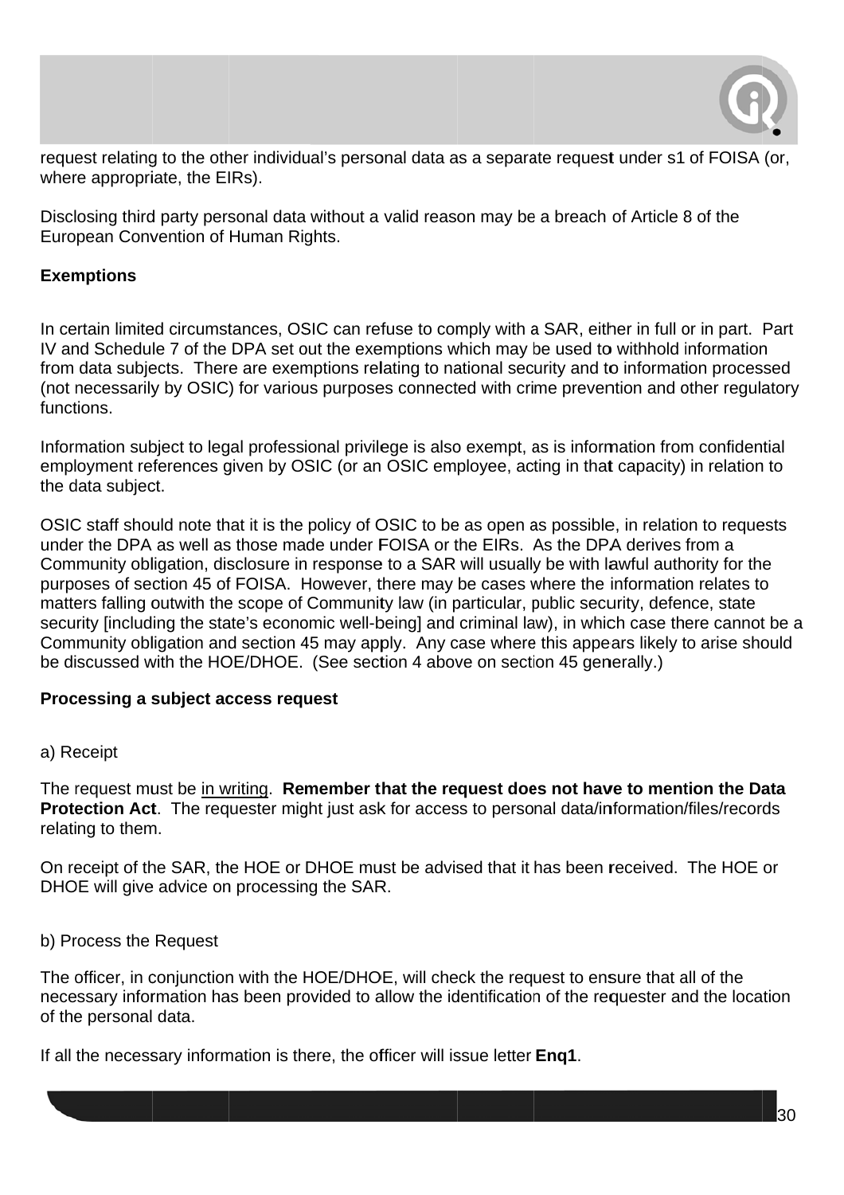request relating to the other individual's personal data as a separate request under s1 of FOISA (or, where appropriate, the EIRs).

Disclosing third party personal data without a valid reason may be a breach of Article 8 of the European Convention of Human Rights.

**Exemptions**

In certain limited circumstances, OSIC can refuse to comply with a SAR, either in full or in part. Part IV and Schedule 7 of the DPA set out the exemptions which may be used to withhold information from data subjects. There are exemptions relating to national security and to information processed (not necessarily by OSIC) for various purposes connected with crime prevention and other regulatory functions.

Information subject to legal professional privilege is also exempt, as is information from confidential employment references given by OSIC (or an OSIC employee, acting in that capacity) in relation to the data subject.

OSIC staff should note that it is the policy of OSIC to be as open as possible, in relation to requests under the DPA as well as those made under FOISA or the EIRs. As the DPA derives from a Community obligation, disclosure in response to a SAR will usually be with lawful authority for the purposes of section 45 of FOISA. However, there may be cases where the information relates to matters falling outwith the scope of Community law (in particular, public security, defence, state security [including the state's economic well-being] and criminal law), in which case there cannot be a Community obligation and section 45 may apply. Any case where this appears likely to arise should be discussed with the HOE/DHOE. (See section 4 above on section 45 generally.)

**Processing a subject access request**

a) Receipt

The request must be <u>in writing</u>. **Remember that the request does not have to mention the Data Protection Act**. The requester might just ask for access to personal data/information/files/records relating to them.

On receipt of the SAR, the HOE or DHOE must be advised that it has been received. The HOE or DHOE will give advice on processing the SAR.

b) Process the Request

The officer, in conjunction with the HOE/DHOE, will check the request to ensure that all of the necessary information has been provided to allow the identification of the requester and the location of the personal data.

If all the necessary information is there, the officer will issue letter **Enq1**.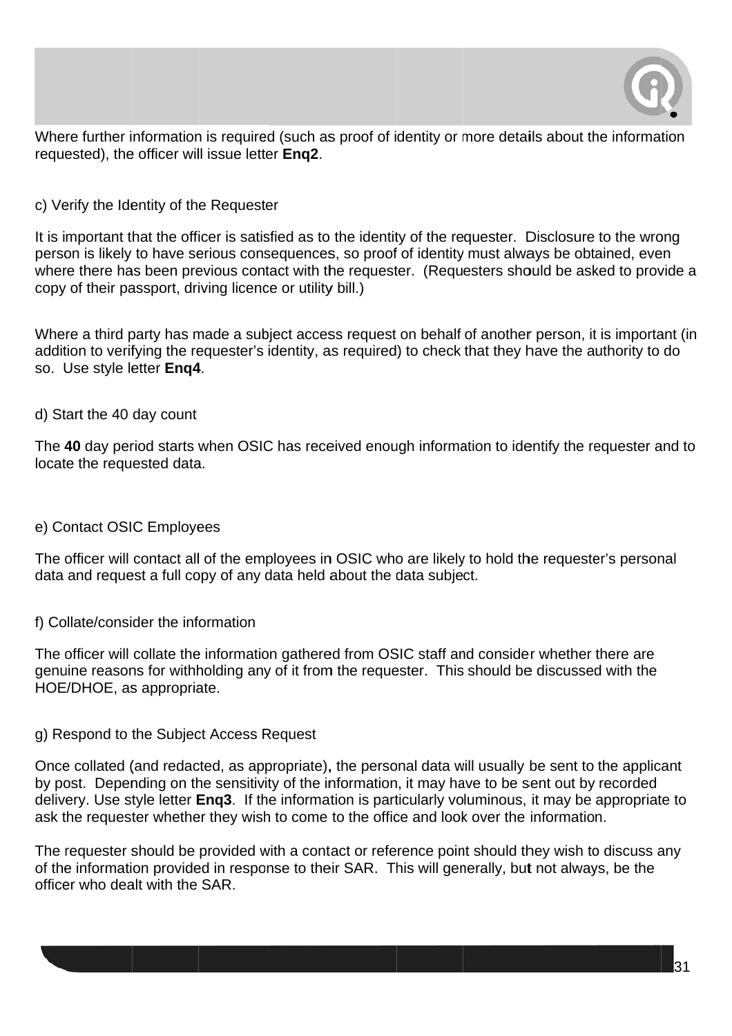Where further information is required (such as proof of identity or more details about the information requested), the officer will issue letter **Enq2**.

c) Verify the Identity of the Requester

It is important that the officer is satisfied as to the identity of the requester. Disclosure to the wrong person is likely to have serious consequences, so proof of identity must always be obtained, even where there has been previous contact with the requester. (Requesters should be asked to provide a copy of their passport, driving licence or utility bill.)

Where a third party has made a subject access request on behalf of another person, it is important (in addition to verifying the requester's identity, as required) to check that they have the authority to do so. Use style letter **Enq4**.

d) Start the 40 day count

The **40** day period starts when OSIC has received enough information to identify the requester and to locate the requested data.

e) Contact OSIC Employees

The officer will contact all of the employees in OSIC who are likely to hold the requester's personal data and request a full copy of any data held about the data subject.

f) Collate/consider the information

The officer will collate the information gathered from OSIC staff and consider whether there are genuine reasons for withholding any of it from the requester. This should be discussed with the HOE/DHOE, as appropriate.

g) Respond to the Subject Access Request

Once collated (and redacted, as appropriate), the personal data will usually be sent to the applicant by post. Depending on the sensitivity of the information, it may have to be sent out by recorded delivery. Use style letter **Enq3**. If the information is particularly voluminous, it may be appropriate to ask the requester whether they wish to come to the office and look over the information.

The requester should be provided with a contact or reference point should they wish to discuss any of the information provided in response to their SAR. This will generally, but not always, be the officer who dealt with the SAR.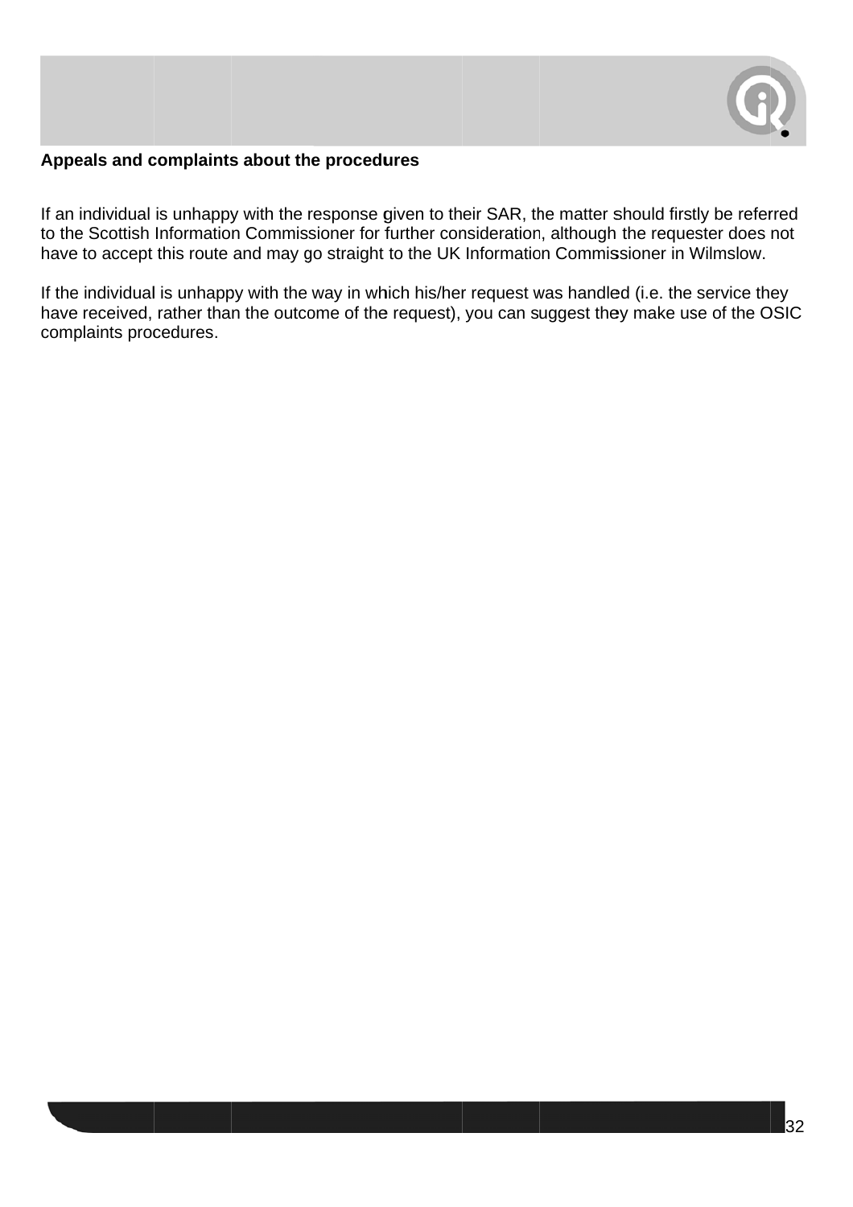**Appeals and complaints about the procedures**

If an individual is unhappy with the response given to their SAR, the matter should firstly be referred to the Scottish Information Commissioner for further consideration, although the requester does not have to accept this route and may go straight to the UK Information Commissioner in Wilmslow.

If the individual is unhappy with the way in which his/her request was handled (i.e. the service they have received, rather than the outcome of the request), you can suggest they make use of the OSIC complaints procedures.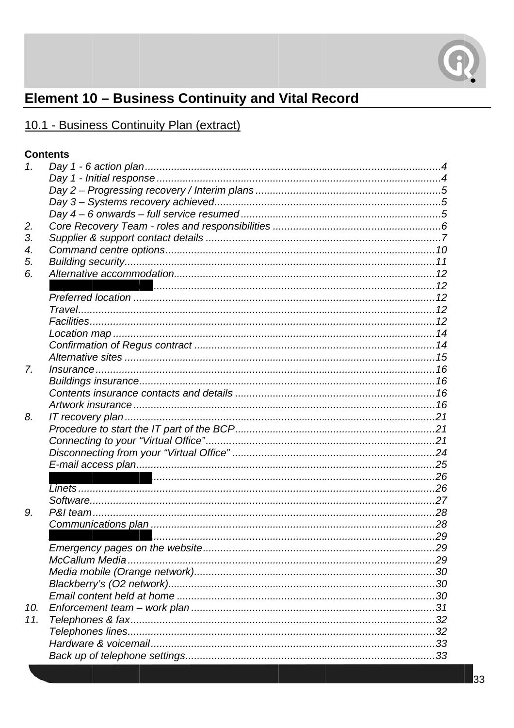# Element 10 – Business Continuity and Vital Record

## 10.1 - Business Continuity Plan (extract)

**Contents**

1. *Day 1 - 6 action plan* ....................................................................................... *4*
   - *Day 1 - Initial response* ....................................................................................... *4*
   - *Day 2 – Progressing recovery / Interim plans* ....................................................................................... *5*
   - *Day 3 – Systems recovery achieved* ....................................................................................... *5*
   - *Day 4 – 6 onwards – full service resumed* ....................................................................................... *5*
2. *Core Recovery Team - roles and responsibilities* ....................................................................................... *6*
3. *Supplier & support contact details* ....................................................................................... *7*
4. *Command centre options* ....................................................................................... *10*
5. *Building security* ....................................................................................... *11*
6. *Alternative accommodation* ....................................................................................... *12*
   - ████████ ....................................................................................... *12*
   - *Preferred location* ....................................................................................... *12*
   - *Travel* ....................................................................................... *12*
   - *Facilities* ....................................................................................... *12*
   - *Location map* ....................................................................................... *14*
   - *Confirmation of Regus contract* ....................................................................................... *14*
   - *Alternative sites* ....................................................................................... *15*
7. *Insurance* ....................................................................................... *16*
   - *Buildings insurance* ....................................................................................... *16*
   - *Contents insurance contacts and details* ....................................................................................... *16*
   - *Artwork insurance* ....................................................................................... *16*
8. *IT recovery plan* ....................................................................................... *21*
   - *Procedure to start the IT part of the BCP* ....................................................................................... *21*
   - *Connecting to your "Virtual Office"* ....................................................................................... *21*
   - *Disconnecting from your "Virtual Office"* ....................................................................................... *24*
   - *E-mail access plan* ....................................................................................... *25*
   - ████████ ....................................................................................... *26*
   - *Linets* ....................................................................................... *26*
   - *Software* ....................................................................................... *27*
9. *P&I team* ....................................................................................... *28*
   - *Communications plan* ....................................................................................... *28*
   - ████████ ....................................................................................... *29*
   - *Emergency pages on the website* ....................................................................................... *29*
   - *McCallum Media* ....................................................................................... *29*
   - *Media mobile (Orange network)* ....................................................................................... *30*
   - *Blackberry's (O2 network)* ....................................................................................... *30*
   - *Email content held at home* ....................................................................................... *30*
10. *Enforcement team – work plan* ....................................................................................... *31*
11. *Telephones & fax* ....................................................................................... *32*
    - *Telephones lines* ....................................................................................... *32*
    - *Hardware & voicemail* ....................................................................................... *33*
    - *Back up of telephone settings* ....................................................................................... *33*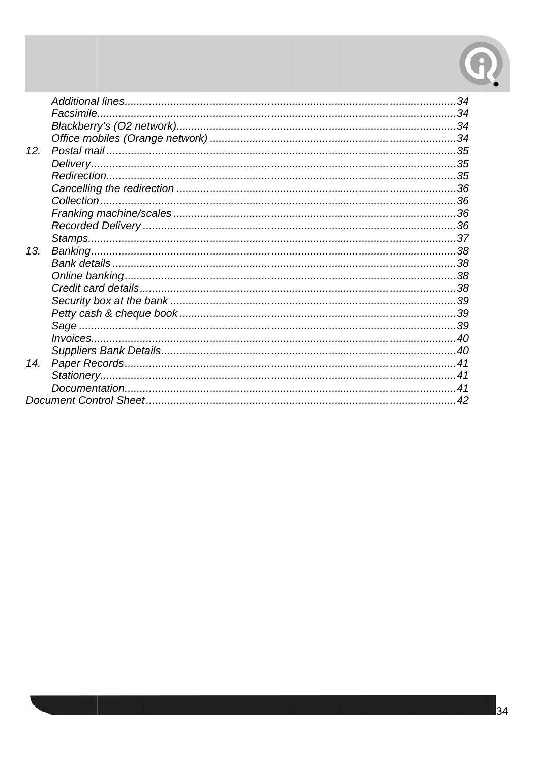- *Additional lines* ........ 34
- *Facsimile* ........ 34
- *Blackberry's (O2 network)* ........ 34
- *Office mobiles (Orange network)* ........ 34

*12. Postal mail* ........ 35

- *Delivery* ........ 35
- *Redirection* ........ 35
- *Cancelling the redirection* ........ 36
- *Collection* ........ 36
- *Franking machine/scales* ........ 36
- *Recorded Delivery* ........ 36
- *Stamps* ........ 37

*13. Banking* ........ 38

- *Bank details* ........ 38
- *Online banking* ........ 38
- *Credit card details* ........ 38
- *Security box at the bank* ........ 39
- *Petty cash & cheque book* ........ 39
- *Sage* ........ 39
- *Invoices* ........ 40
- *Suppliers Bank Details* ........ 40

*14. Paper Records* ........ 41

- *Stationery* ........ 41
- *Documentation* ........ 41

*Document Control Sheet* ........ 42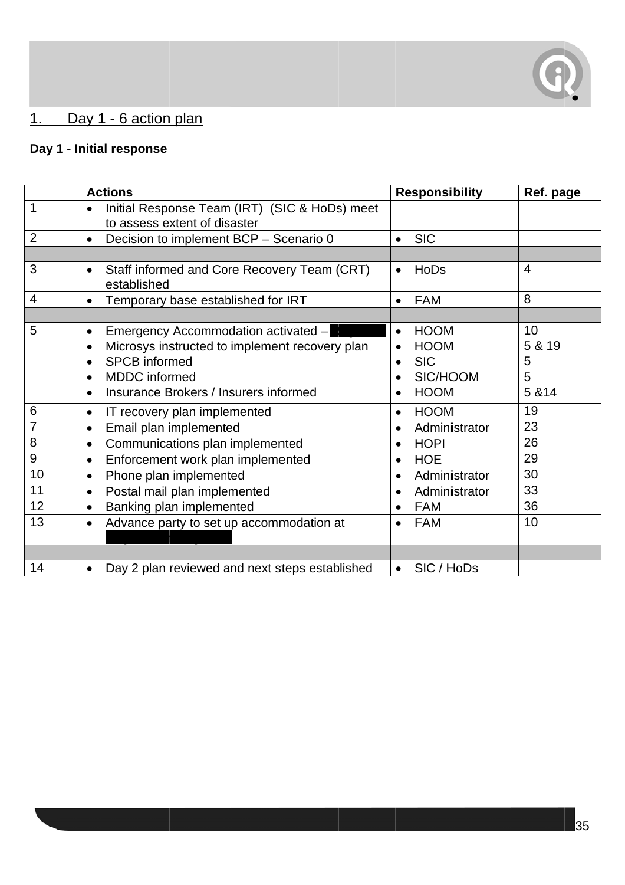# 1. Day 1 - 6 action plan

**Day 1 - Initial response**

| | Actions | Responsibility | Ref. page |
|---|---|---|---|
| 1 | • Initial Response Team (IRT) (SIC & HoDs) meet to assess extent of disaster | | |
| 2 | • Decision to implement BCP – Scenario 0 | • SIC | |
| | | | |
| 3 | • Staff informed and Core Recovery Team (CRT) established | • HoDs | 4 |
| 4 | • Temporary base established for IRT | • FAM | 8 |
| | | | |
| 5 | • Emergency Accommodation activated – <br>• Microsys instructed to implement recovery plan<br>• SPCB informed<br>• MDDC informed<br>• Insurance Brokers / Insurers informed | • HOOM<br>• HOOM<br>• SIC<br>• SIC/HOOM<br>• HOOM | 10<br>5 & 19<br>5<br>5<br>5 &14 |
| 6 | • IT recovery plan implemented | • HOOM | 19 |
| 7 | • Email plan implemented | • Administrator | 23 |
| 8 | • Communications plan implemented | • HOPI | 26 |
| 9 | • Enforcement work plan implemented | • HOE | 29 |
| 10 | • Phone plan implemented | • Administrator | 30 |
| 11 | • Postal mail plan implemented | • Administrator | 33 |
| 12 | • Banking plan implemented | • FAM | 36 |
| 13 | • Advance party to set up accommodation at | • FAM | 10 |
| | | | |
| 14 | • Day 2 plan reviewed and next steps established | • SIC / HoDs | |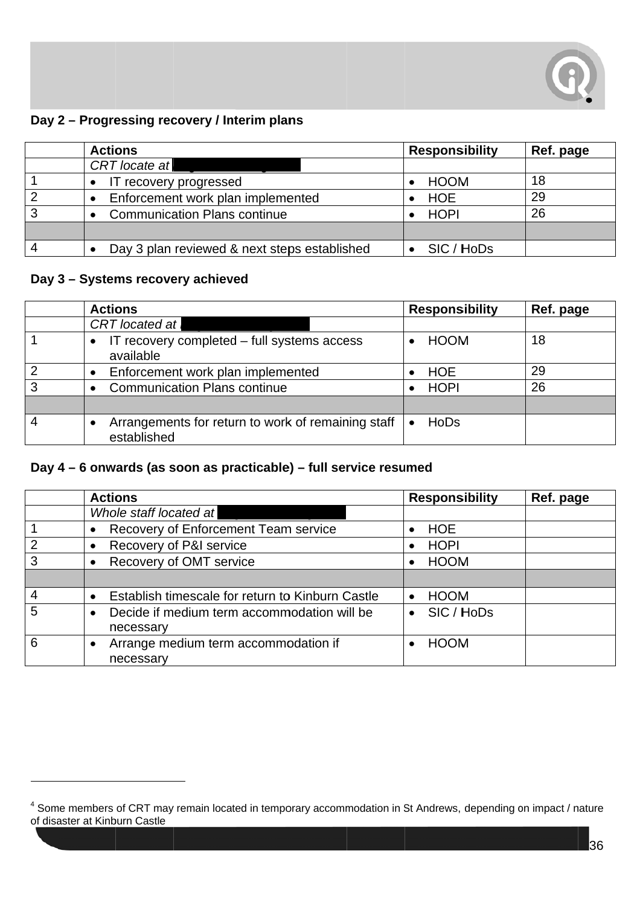**Day 2 – Progressing recovery / Interim plans**

| | Actions | Responsibility | Ref. page |
|---|---|---|---|
| | *CRT locate at* | | |
| 1 | • IT recovery progressed | • HOOM | 18 |
| 2 | • Enforcement work plan implemented | • HOE | 29 |
| 3 | • Communication Plans continue | • HOPI | 26 |
| | | | |
| 4 | • Day 3 plan reviewed & next steps established | • SIC / HoDs | |

**Day 3 – Systems recovery achieved**

| | Actions | Responsibility | Ref. page |
|---|---|---|---|
| | *CRT located at* | | |
| 1 | • IT recovery completed – full systems access available | • HOOM | 18 |
| 2 | • Enforcement work plan implemented | • HOE | 29 |
| 3 | • Communication Plans continue | • HOPI | 26 |
| | | | |
| 4 | • Arrangements for return to work of remaining staff established | • HoDs | |

**Day 4 – 6 onwards (as soon as practicable) – full service resumed**

| | Actions | Responsibility | Ref. page |
|---|---|---|---|
| | *Whole staff located at* | | |
| 1 | • Recovery of Enforcement Team service | • HOE | |
| 2 | • Recovery of P&I service | • HOPI | |
| 3 | • Recovery of OMT service | • HOOM | |
| | | | |
| 4 | • Establish timescale for return to Kinburn Castle | • HOOM | |
| 5 | • Decide if medium term accommodation will be necessary | • SIC / HoDs | |
| 6 | • Arrange medium term accommodation if necessary | • HOOM | |

[4] Some members of CRT may remain located in temporary accommodation in St Andrews, depending on impact / nature of disaster at Kinburn Castle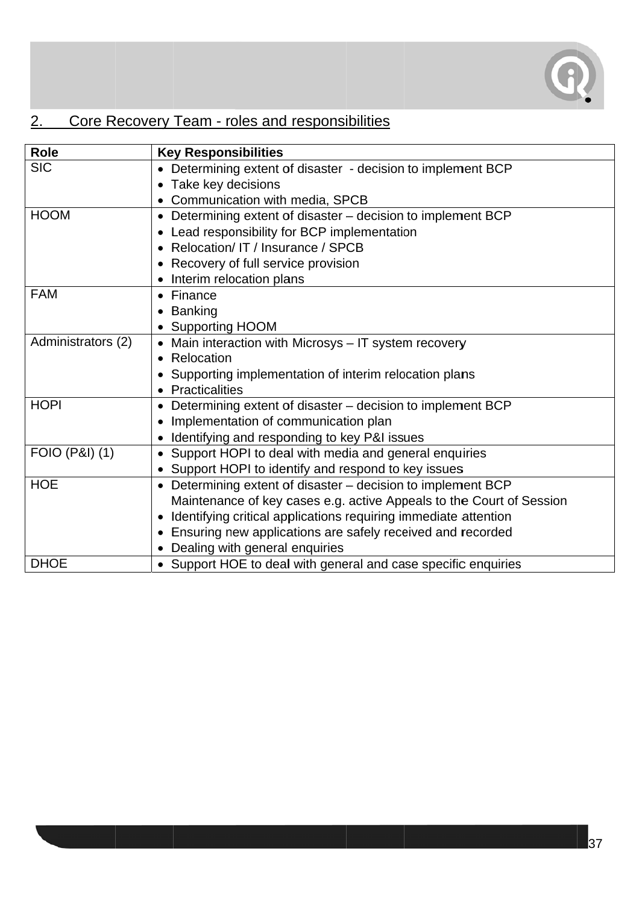## 2. Core Recovery Team - roles and responsibilities

| Role | Key Responsibilities |
|---|---|
| SIC | • Determining extent of disaster - decision to implement BCP<br>• Take key decisions<br>• Communication with media, SPCB |
| HOOM | • Determining extent of disaster – decision to implement BCP<br>• Lead responsibility for BCP implementation<br>• Relocation/ IT / Insurance / SPCB<br>• Recovery of full service provision<br>• Interim relocation plans |
| FAM | • Finance<br>• Banking<br>• Supporting HOOM |
| Administrators (2) | • Main interaction with Microsys – IT system recovery<br>• Relocation<br>• Supporting implementation of interim relocation plans<br>• Practicalities |
| HOPI | • Determining extent of disaster – decision to implement BCP<br>• Implementation of communication plan<br>• Identifying and responding to key P&I issues |
| FOIO (P&I) (1) | • Support HOPI to deal with media and general enquiries<br>• Support HOPI to identify and respond to key issues |
| HOE | • Determining extent of disaster – decision to implement BCP Maintenance of key cases e.g. active Appeals to the Court of Session<br>• Identifying critical applications requiring immediate attention<br>• Ensuring new applications are safely received and recorded<br>• Dealing with general enquiries |
| DHOE | • Support HOE to deal with general and case specific enquiries |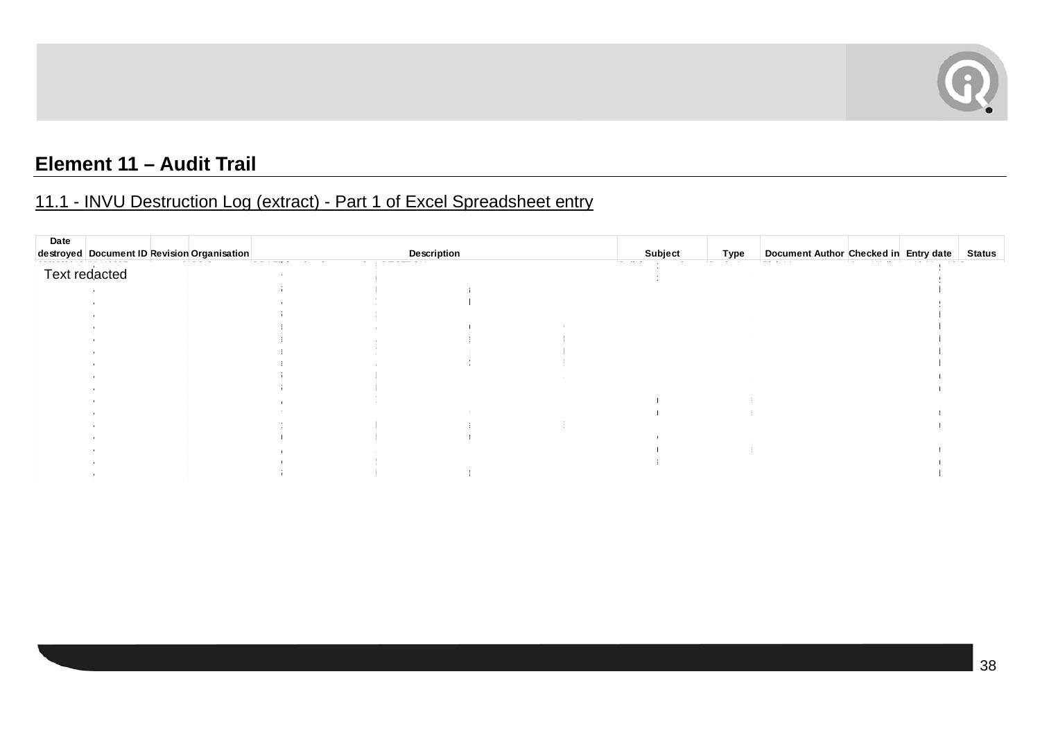## Element 11 – Audit Trail

### 11.1 - INVU Destruction Log (extract) - Part 1 of Excel Spreadsheet entry

| Date destroyed | Document ID | Revision | Organisation | Description | Subject | Type | Document Author | Checked in | Entry date | Status |
|---|---|---|---|---|---|---|---|---|---|---|
| Text redacted | | | | | | | | | | |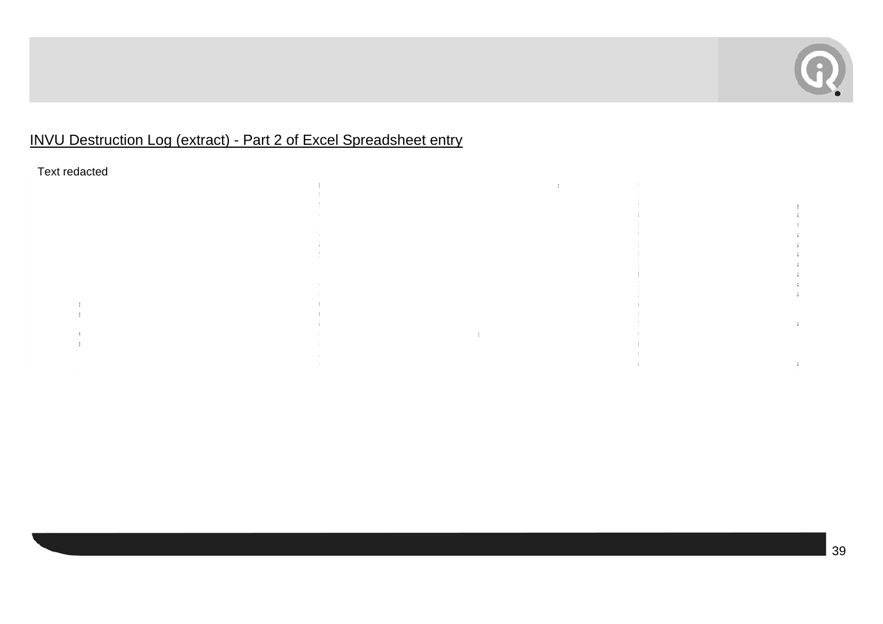INVU Destruction Log (extract) - Part 2 of Excel Spreadsheet entry

Text redacted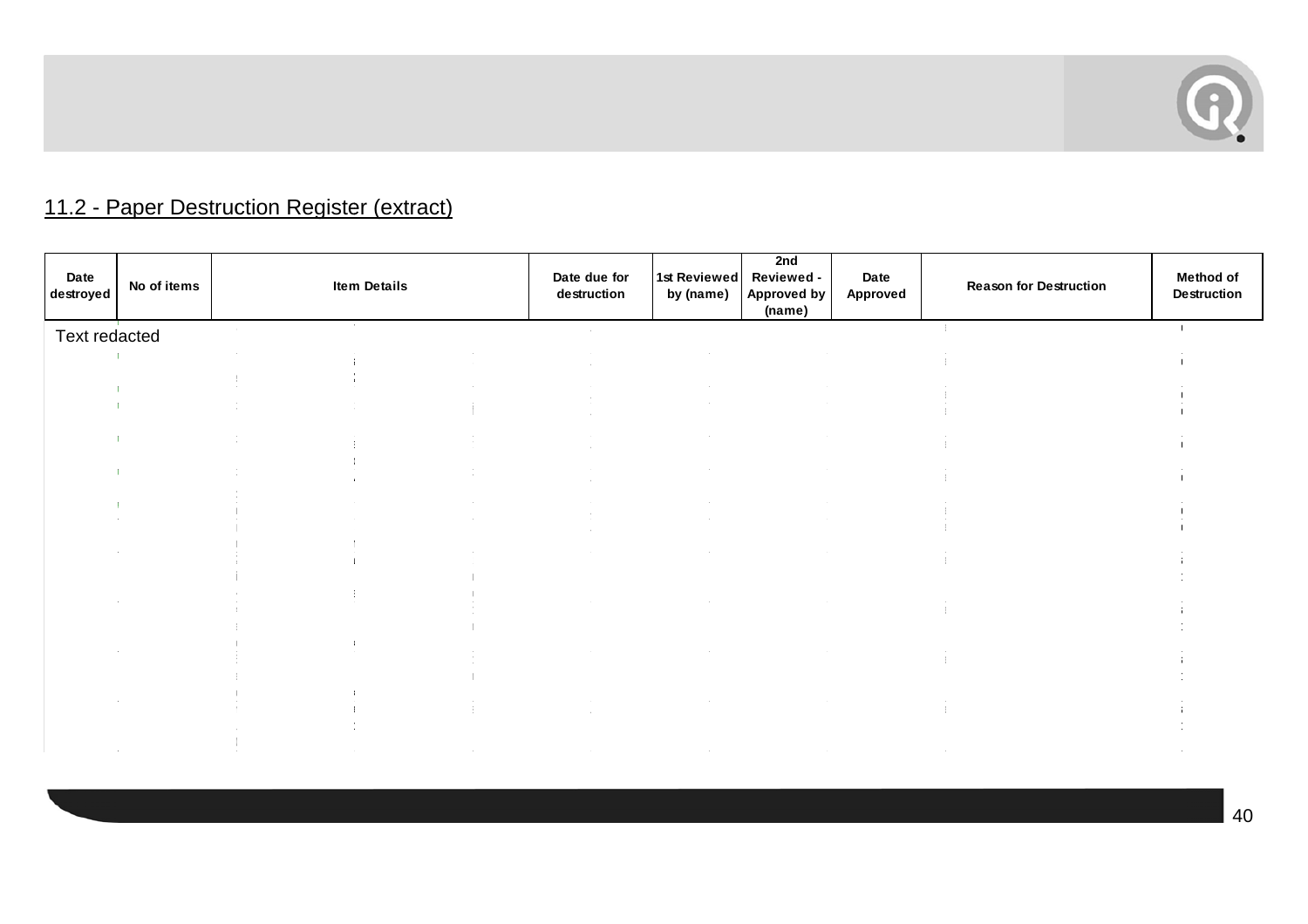## 11.2 - Paper Destruction Register (extract)

| Date destroyed | No of items | Item Details | Date due for destruction | 1st Reviewed by (name) | 2nd Reviewed - Approved by (name) | Date Approved | Reason for Destruction | Method of Destruction |
|---|---|---|---|---|---|---|---|---|
| Text redacted | | | | | | | | |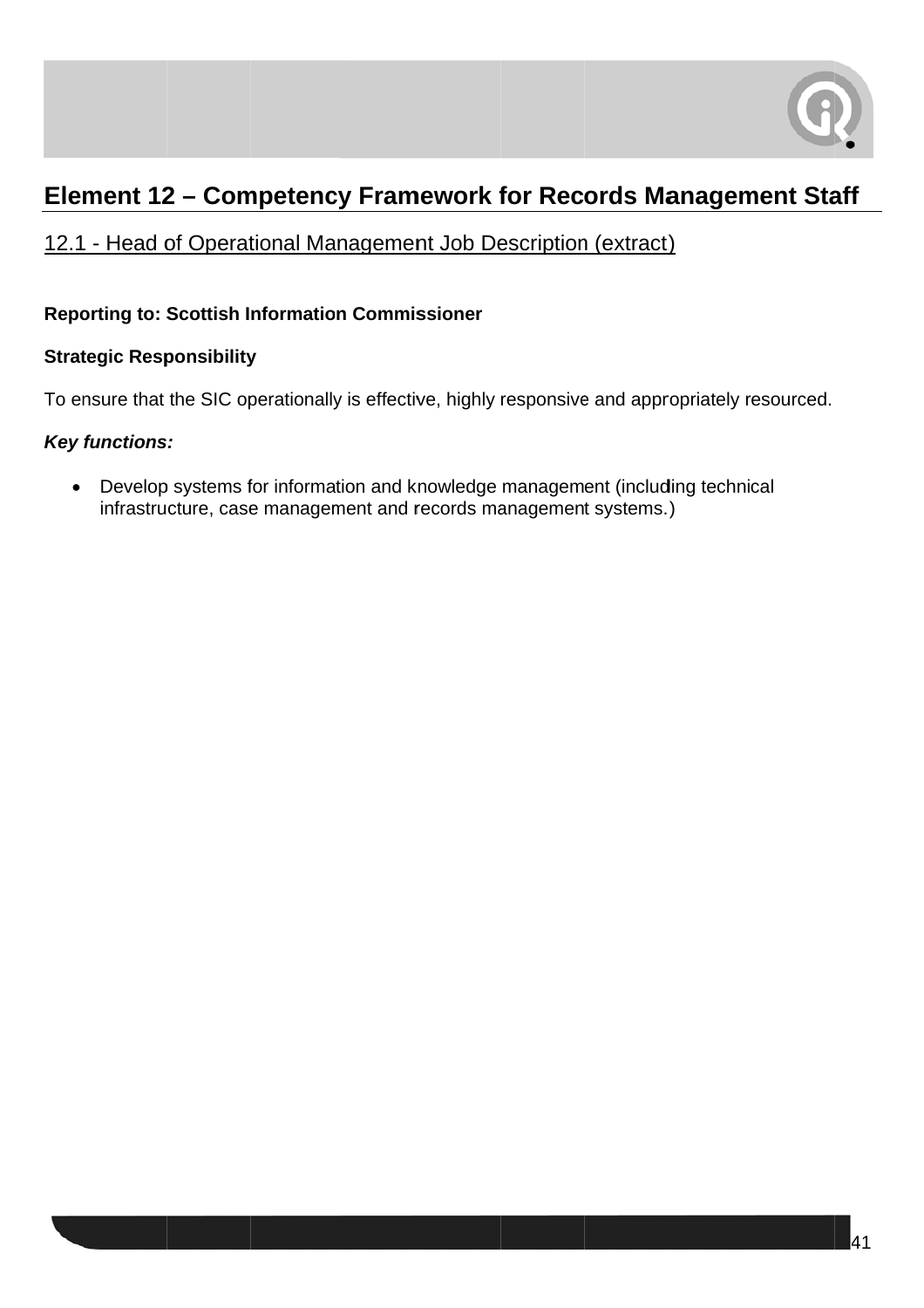# Element 12 – Competency Framework for Records Management Staff

## 12.1 - Head of Operational Management Job Description (extract)

**Reporting to: Scottish Information Commissioner**

**Strategic Responsibility**

To ensure that the SIC operationally is effective, highly responsive and appropriately resourced.

***Key functions:***

- Develop systems for information and knowledge management (including technical infrastructure, case management and records management systems.)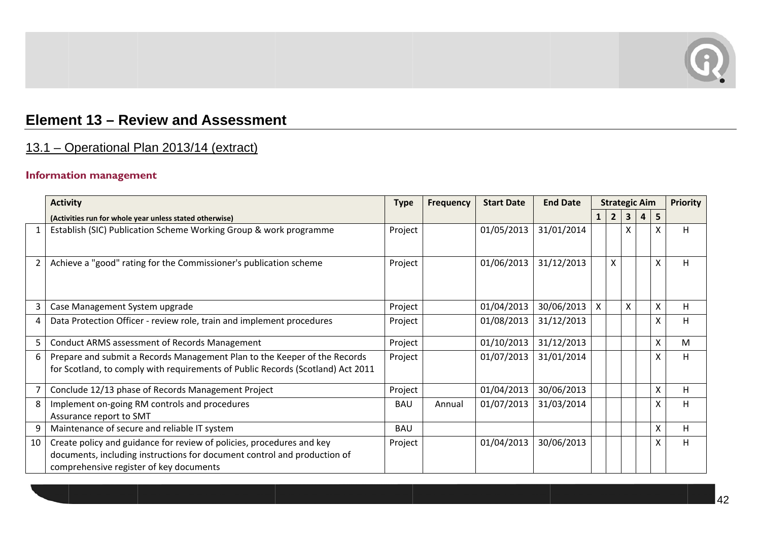## Element 13 – Review and Assessment

### 13.1 – Operational Plan 2013/14 (extract)

**Information management**

| | Activity (Activities run for whole year unless stated otherwise) | Type | Frequency | Start Date | End Date | Strategic Aim | | | | | Priority |
|---|---|---|---|---|---|---|---|---|---|---|---|
| | | | | | | 1 | 2 | 3 | 4 | 5 | |
| 1 | Establish (SIC) Publication Scheme Working Group & work programme | Project | | 01/05/2013 | 31/01/2014 | | | X | | X | H |
| 2 | Achieve a "good" rating for the Commissioner's publication scheme | Project | | 01/06/2013 | 31/12/2013 | | X | | | X | H |
| 3 | Case Management System upgrade | Project | | 01/04/2013 | 30/06/2013 | X | | X | | X | H |
| 4 | Data Protection Officer - review role, train and implement procedures | Project | | 01/08/2013 | 31/12/2013 | | | | | X | H |
| 5 | Conduct ARMS assessment of Records Management | Project | | 01/10/2013 | 31/12/2013 | | | | | X | M |
| 6 | Prepare and submit a Records Management Plan to the Keeper of the Records for Scotland, to comply with requirements of Public Records (Scotland) Act 2011 | Project | | 01/07/2013 | 31/01/2014 | | | | | X | H |
| 7 | Conclude 12/13 phase of Records Management Project | Project | | 01/04/2013 | 30/06/2013 | | | | | X | H |
| 8 | Implement on-going RM controls and procedures<br>Assurance report to SMT | BAU | Annual | 01/07/2013 | 31/03/2014 | | | | | X | H |
| 9 | Maintenance of secure and reliable IT system | BAU | | | | | | | | X | H |
| 10 | Create policy and guidance for review of policies, procedures and key documents, including instructions for document control and production of comprehensive register of key documents | Project | | 01/04/2013 | 30/06/2013 | | | | | X | H |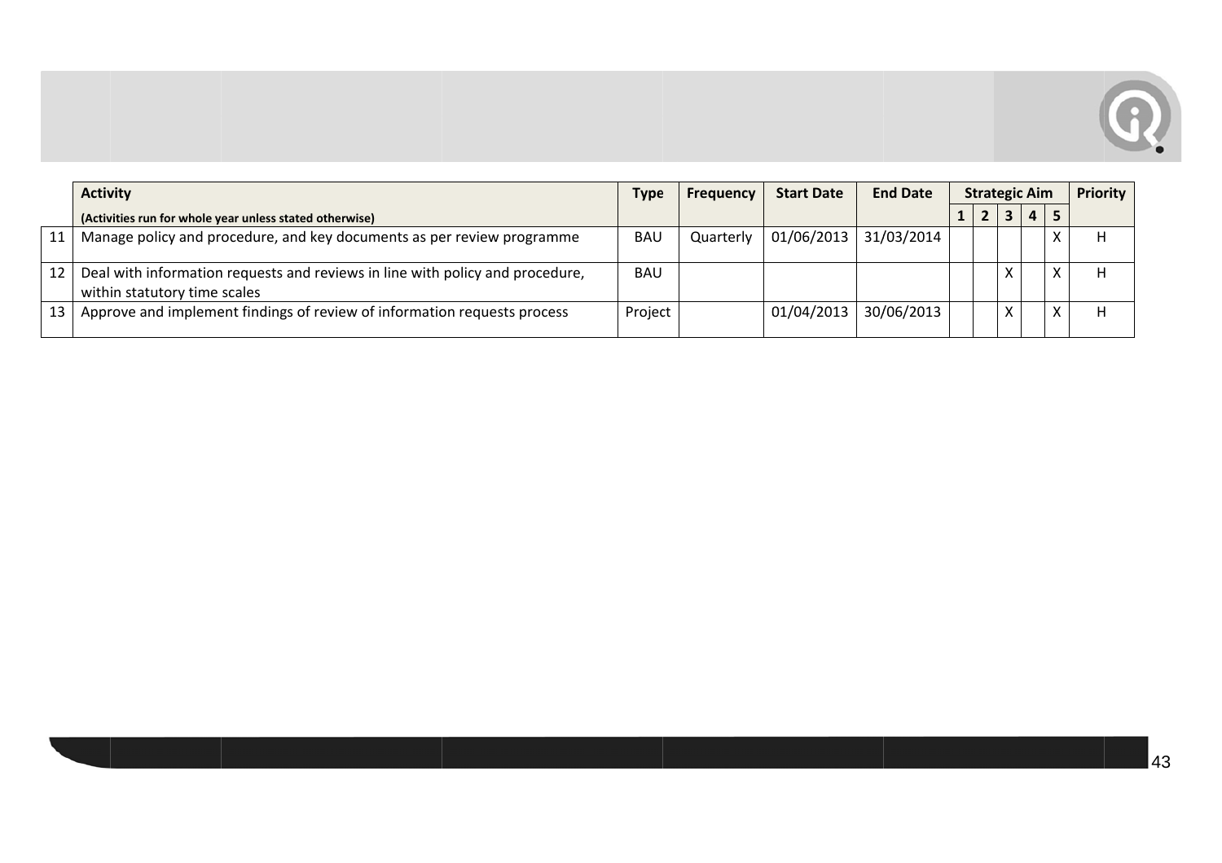| | Activity<br>(Activities run for whole year unless stated otherwise) | Type | Frequency | Start Date | End Date | Strategic Aim | | | | | Priority |
|---|---|---|---|---|---|---|---|---|---|---|---|
| | | | | | | 1 | 2 | 3 | 4 | 5 | |
| 11 | Manage policy and procedure, and key documents as per review programme | BAU | Quarterly | 01/06/2013 | 31/03/2014 | | | | | X | H |
| 12 | Deal with information requests and reviews in line with policy and procedure, within statutory time scales | BAU | | | | | | X | | X | H |
| 13 | Approve and implement findings of review of information requests process | Project | | 01/04/2013 | 30/06/2013 | | | X | | X | H |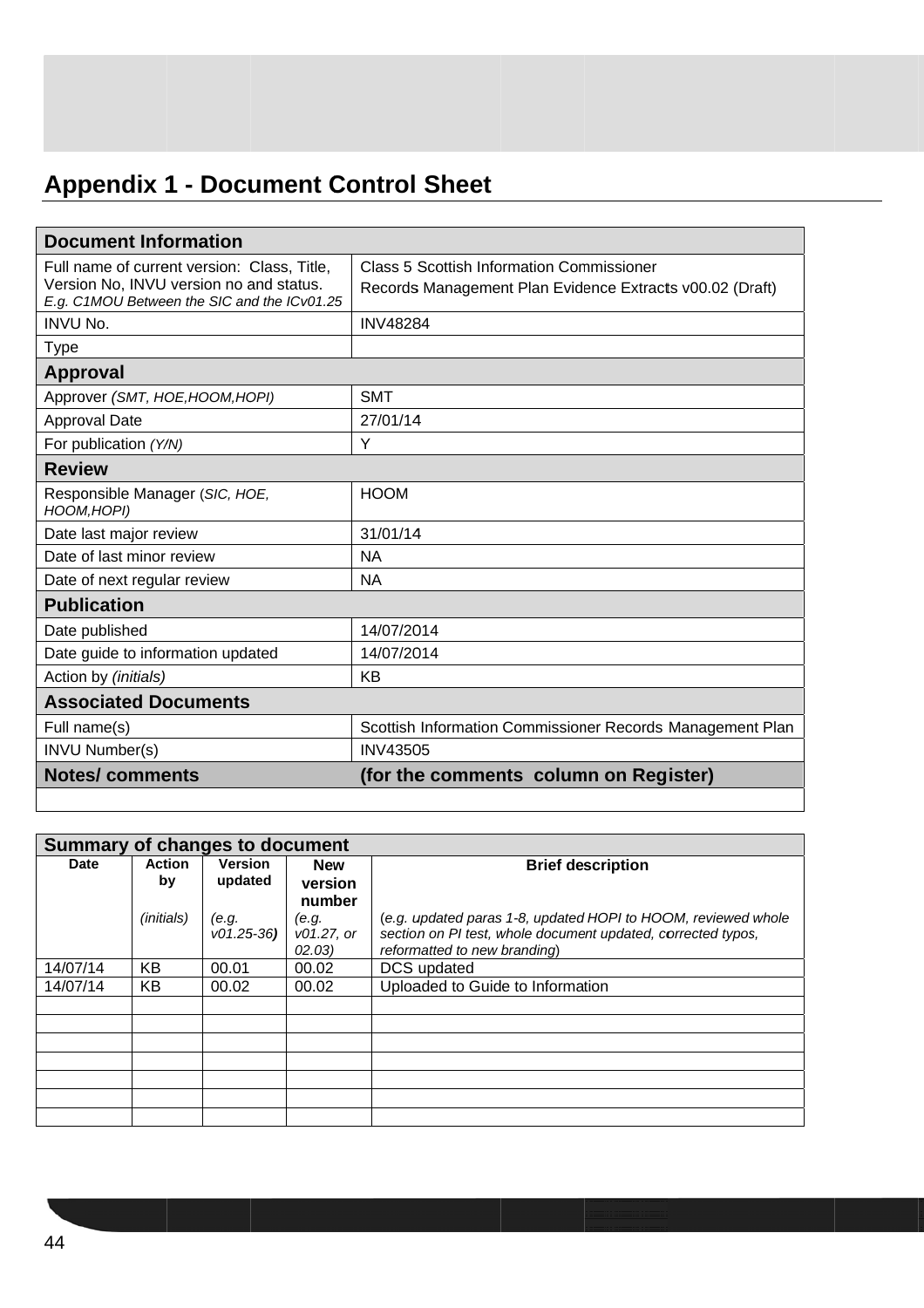## Appendix 1 - Document Control Sheet

| **Document Information** | |
|---|---|
| Full name of current version: Class, Title, Version No, INVU version no and status. *E.g. C1MOU Between the SIC and the ICv01.25* | Class 5 Scottish Information Commissioner Records Management Plan Evidence Extracts v00.02 (Draft) |
| INVU No. | INV48284 |
| Type | |
| **Approval** | |
| Approver *(SMT, HOE,HOOM,HOPI)* | SMT |
| Approval Date | 27/01/14 |
| For publication *(Y/N)* | Y |
| **Review** | |
| Responsible Manager (*SIC, HOE, HOOM,HOPI)* | HOOM |
| Date last major review | 31/01/14 |
| Date of last minor review | NA |
| Date of next regular review | NA |
| **Publication** | |
| Date published | 14/07/2014 |
| Date guide to information updated | 14/07/2014 |
| Action by *(initials)* | KB |
| **Associated Documents** | |
| Full name(s) | Scottish Information Commissioner Records Management Plan |
| INVU Number(s) | INV43505 |
| **Notes/ comments** | **(for the comments column on Register)** |
| | |

| **Summary of changes to document** | | | | |
|---|---|---|---|---|
| **Date** | **Action by** *(initials)* | **Version updated** *(e.g. v01.25-36)* | **New version number** *(e.g. v01.27, or 02.03)* | **Brief description** *(e.g. updated paras 1-8, updated HOPI to HOOM, reviewed whole section on PI test, whole document updated, corrected typos, reformatted to new branding)* |
| 14/07/14 | KB | 00.01 | 00.02 | DCS updated |
| 14/07/14 | KB | 00.02 | 00.02 | Uploaded to Guide to Information |
| | | | | |
| | | | | |
| | | | | |
| | | | | |
| | | | | |
| | | | | |
| | | | | |